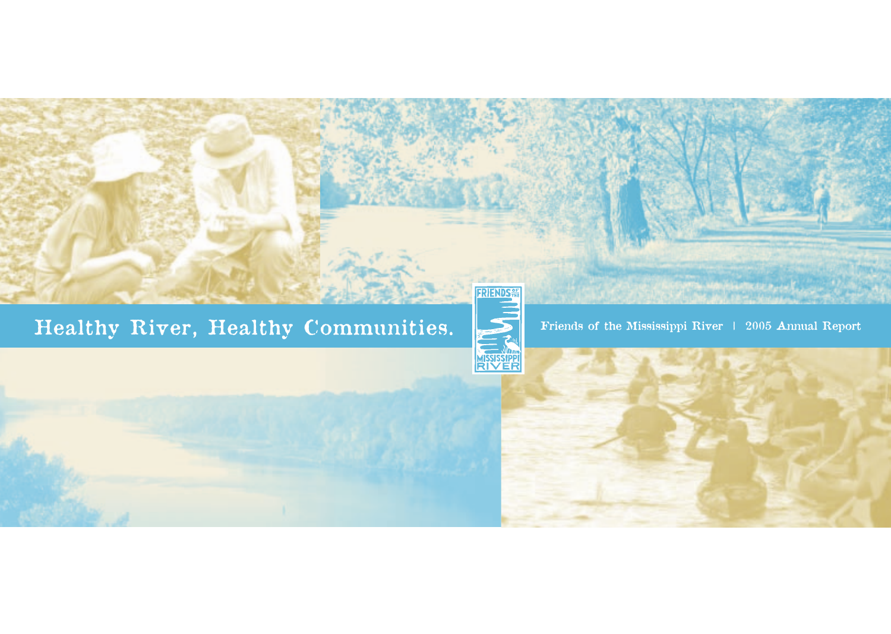# Healthy River, Healthy Communities.

FRIENDS OF THE MISSISSIPPI RIVER

Friends of the Mississippi River | 2005 Annual Report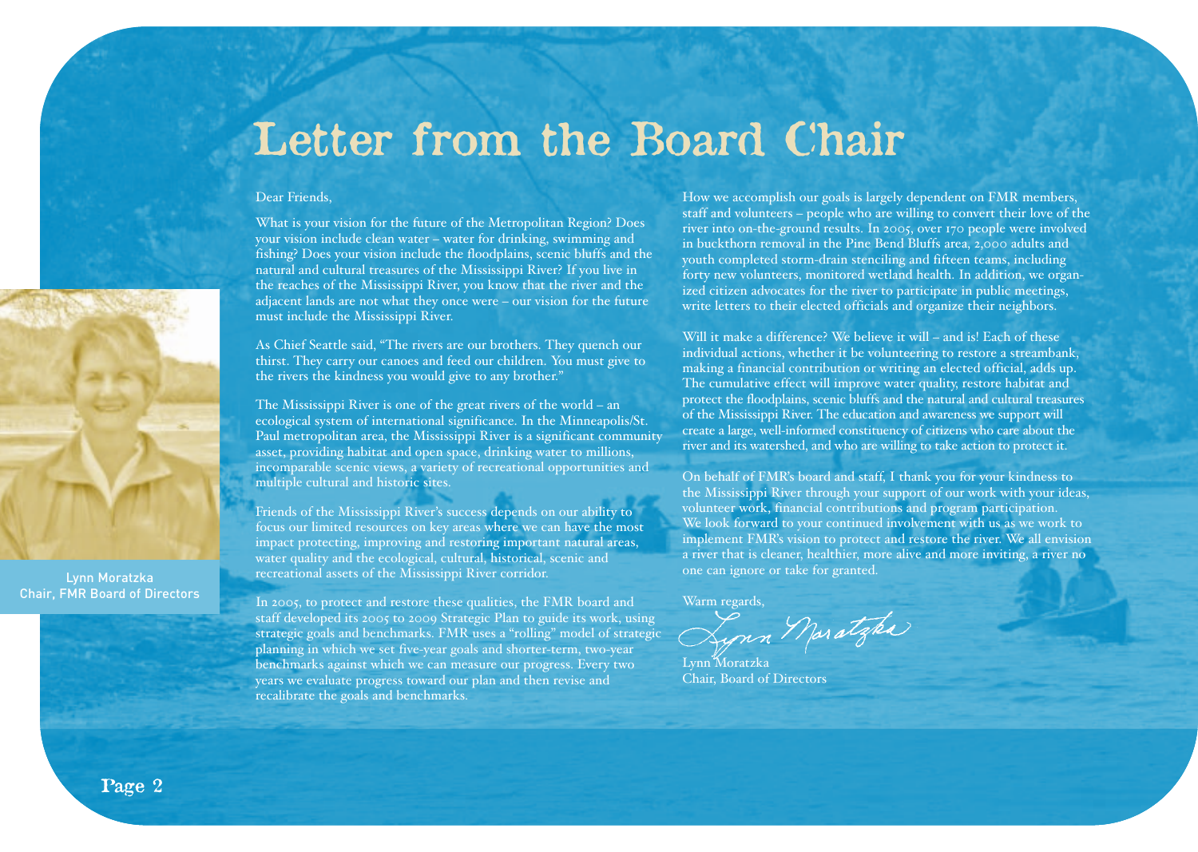# Letter from the Board Chair

Lynn Moratzka
Chair, FMR Board of Directors

Dear Friends,

What is your vision for the future of the Metropolitan Region? Does your vision include clean water – water for drinking, swimming and fishing? Does your vision include the floodplains, scenic bluffs and the natural and cultural treasures of the Mississippi River? If you live in the reaches of the Mississippi River, you know that the river and the adjacent lands are not what they once were – our vision for the future must include the Mississippi River.

As Chief Seattle said, "The rivers are our brothers. They quench our thirst. They carry our canoes and feed our children. You must give to the rivers the kindness you would give to any brother."

The Mississippi River is one of the great rivers of the world – an ecological system of international significance. In the Minneapolis/St. Paul metropolitan area, the Mississippi River is a significant community asset, providing habitat and open space, drinking water to millions, incomparable scenic views, a variety of recreational opportunities and multiple cultural and historic sites.

Friends of the Mississippi River's success depends on our ability to focus our limited resources on key areas where we can have the most impact protecting, improving and restoring important natural areas, water quality and the ecological, cultural, historical, scenic and recreational assets of the Mississippi River corridor.

In 2005, to protect and restore these qualities, the FMR board and staff developed its 2005 to 2009 Strategic Plan to guide its work, using strategic goals and benchmarks. FMR uses a "rolling" model of strategic planning in which we set five-year goals and shorter-term, two-year benchmarks against which we can measure our progress. Every two years we evaluate progress toward our plan and then revise and recalibrate the goals and benchmarks.

How we accomplish our goals is largely dependent on FMR members, staff and volunteers – people who are willing to convert their love of the river into on-the-ground results. In 2005, over 170 people were involved in buckthorn removal in the Pine Bend Bluffs area, 2,000 adults and youth completed storm-drain stenciling and fifteen teams, including forty new volunteers, monitored wetland health. In addition, we organized citizen advocates for the river to participate in public meetings, write letters to their elected officials and organize their neighbors.

Will it make a difference? We believe it will – and is! Each of these individual actions, whether it be volunteering to restore a streambank, making a financial contribution or writing an elected official, adds up. The cumulative effect will improve water quality, restore habitat and protect the floodplains, scenic bluffs and the natural and cultural treasures of the Mississippi River. The education and awareness we support will create a large, well-informed constituency of citizens who care about the river and its watershed, and who are willing to take action to protect it.

On behalf of FMR's board and staff, I thank you for your kindness to the Mississippi River through your support of our work with your ideas, volunteer work, financial contributions and program participation. We look forward to your continued involvement with us as we work to implement FMR's vision to protect and restore the river. We all envision a river that is cleaner, healthier, more alive and more inviting, a river no one can ignore or take for granted.

Warm regards,

Lynn Moratzka
Chair, Board of Directors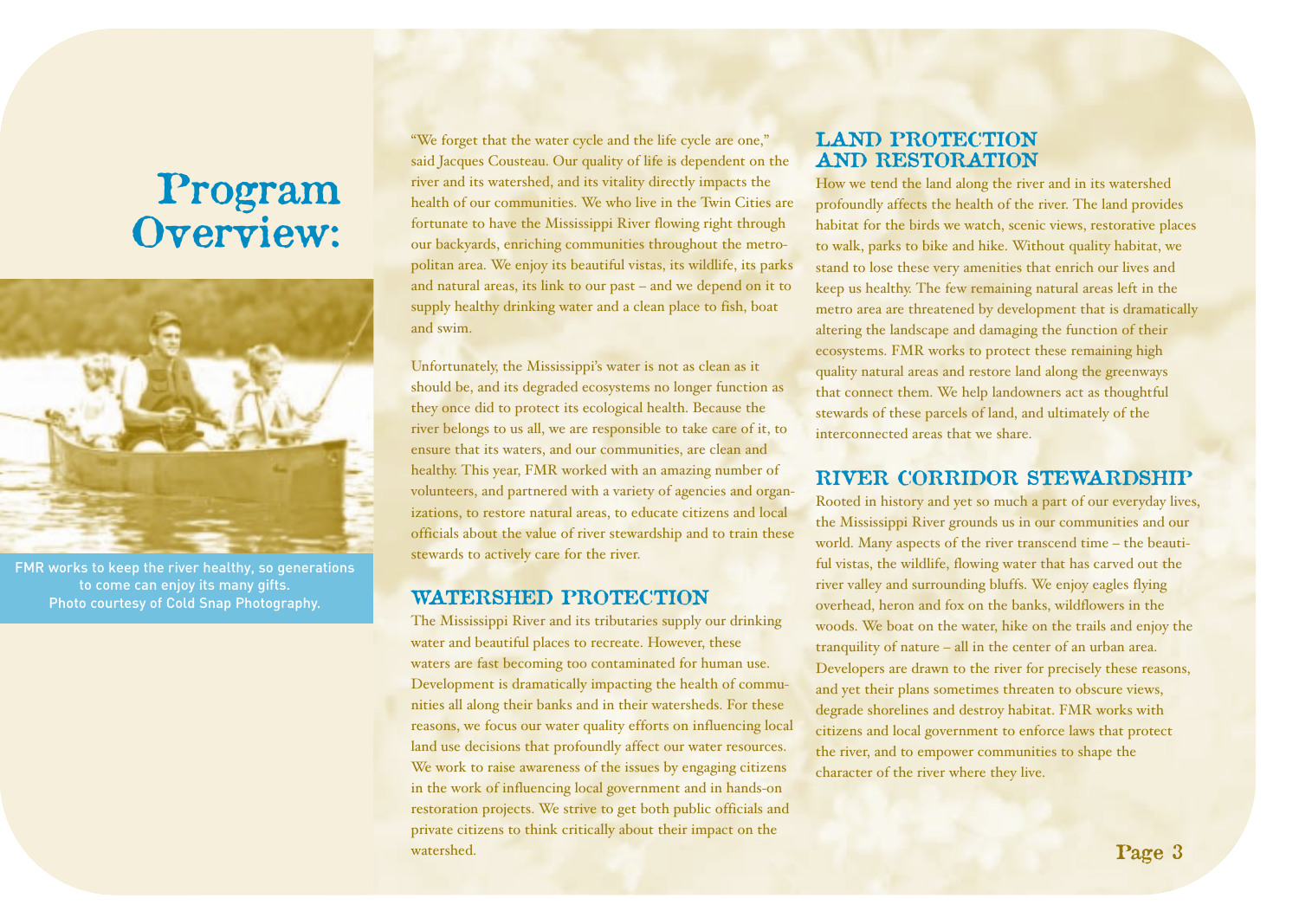# Program Overview:

FMR works to keep the river healthy, so generations to come can enjoy its many gifts.
Photo courtesy of Cold Snap Photography.

"We forget that the water cycle and the life cycle are one," said Jacques Cousteau. Our quality of life is dependent on the river and its watershed, and its vitality directly impacts the health of our communities. We who live in the Twin Cities are fortunate to have the Mississippi River flowing right through our backyards, enriching communities throughout the metropolitan area. We enjoy its beautiful vistas, its wildlife, its parks and natural areas, its link to our past – and we depend on it to supply healthy drinking water and a clean place to fish, boat and swim.

Unfortunately, the Mississippi's water is not as clean as it should be, and its degraded ecosystems no longer function as they once did to protect its ecological health. Because the river belongs to us all, we are responsible to take care of it, to ensure that its waters, and our communities, are clean and healthy. This year, FMR worked with an amazing number of volunteers, and partnered with a variety of agencies and organizations, to restore natural areas, to educate citizens and local officials about the value of river stewardship and to train these stewards to actively care for the river.

## Watershed Protection

The Mississippi River and its tributaries supply our drinking water and beautiful places to recreate. However, these waters are fast becoming too contaminated for human use. Development is dramatically impacting the health of communities all along their banks and in their watersheds. For these reasons, we focus our water quality efforts on influencing local land use decisions that profoundly affect our water resources. We work to raise awareness of the issues by engaging citizens in the work of influencing local government and in hands-on restoration projects. We strive to get both public officials and private citizens to think critically about their impact on the watershed.

## Land Protection and Restoration

How we tend the land along the river and in its watershed profoundly affects the health of the river. The land provides habitat for the birds we watch, scenic views, restorative places to walk, parks to bike and hike. Without quality habitat, we stand to lose these very amenities that enrich our lives and keep us healthy. The few remaining natural areas left in the metro area are threatened by development that is dramatically altering the landscape and damaging the function of their ecosystems. FMR works to protect these remaining high quality natural areas and restore land along the greenways that connect them. We help landowners act as thoughtful stewards of these parcels of land, and ultimately of the interconnected areas that we share.

## River Corridor Stewardship

Rooted in history and yet so much a part of our everyday lives, the Mississippi River grounds us in our communities and our world. Many aspects of the river transcend time – the beautiful vistas, the wildlife, flowing water that has carved out the river valley and surrounding bluffs. We enjoy eagles flying overhead, heron and fox on the banks, wildflowers in the woods. We boat on the water, hike on the trails and enjoy the tranquility of nature – all in the center of an urban area. Developers are drawn to the river for precisely these reasons, and yet their plans sometimes threaten to obscure views, degrade shorelines and destroy habitat. FMR works with citizens and local government to enforce laws that protect the river, and to empower communities to shape the character of the river where they live.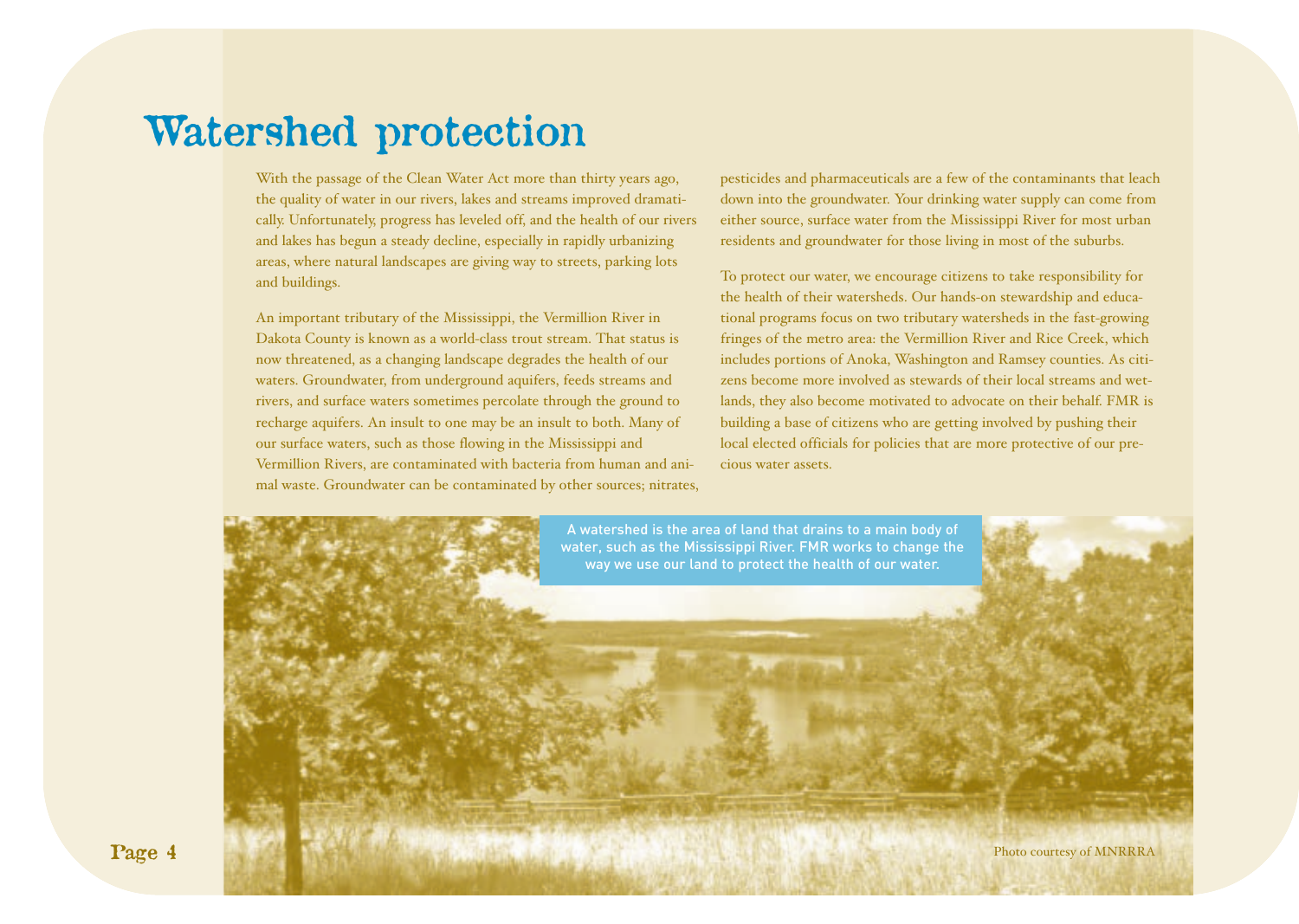# Watershed protection

With the passage of the Clean Water Act more than thirty years ago, the quality of water in our rivers, lakes and streams improved dramatically. Unfortunately, progress has leveled off, and the health of our rivers and lakes has begun a steady decline, especially in rapidly urbanizing areas, where natural landscapes are giving way to streets, parking lots and buildings.

An important tributary of the Mississippi, the Vermillion River in Dakota County is known as a world-class trout stream. That status is now threatened, as a changing landscape degrades the health of our waters. Groundwater, from underground aquifers, feeds streams and rivers, and surface waters sometimes percolate through the ground to recharge aquifers. An insult to one may be an insult to both. Many of our surface waters, such as those flowing in the Mississippi and Vermillion Rivers, are contaminated with bacteria from human and animal waste. Groundwater can be contaminated by other sources; nitrates, pesticides and pharmaceuticals are a few of the contaminants that leach down into the groundwater. Your drinking water supply can come from either source, surface water from the Mississippi River for most urban residents and groundwater for those living in most of the suburbs.

To protect our water, we encourage citizens to take responsibility for the health of their watersheds. Our hands-on stewardship and educational programs focus on two tributary watersheds in the fast-growing fringes of the metro area: the Vermillion River and Rice Creek, which includes portions of Anoka, Washington and Ramsey counties. As citizens become more involved as stewards of their local streams and wetlands, they also become motivated to advocate on their behalf. FMR is building a base of citizens who are getting involved by pushing their local elected officials for policies that are more protective of our precious water assets.

A watershed is the area of land that drains to a main body of water, such as the Mississippi River. FMR works to change the way we use our land to protect the health of our water.

Photo courtesy of MNRRRA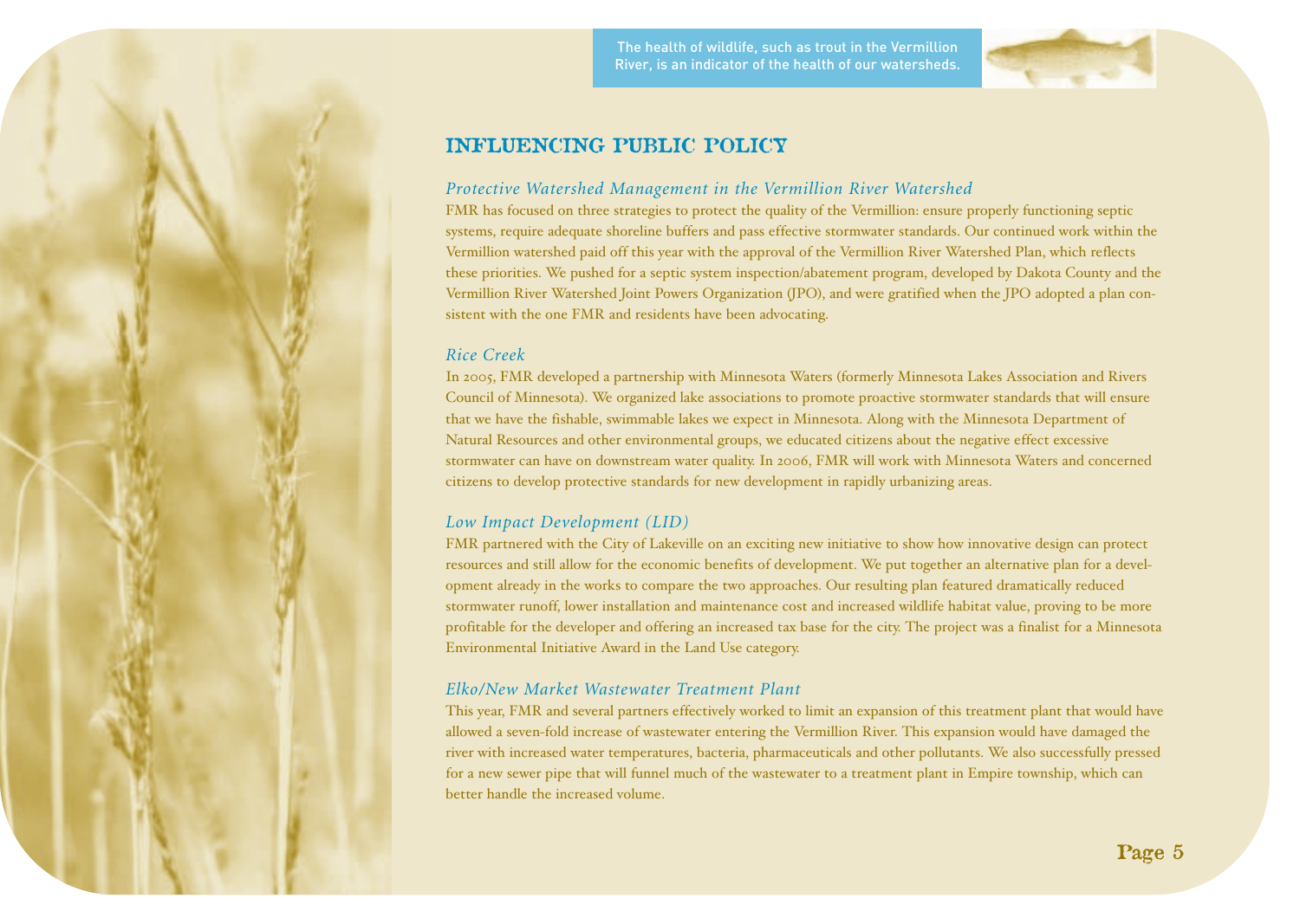The health of wildlife, such as trout in the Vermillion River, is an indicator of the health of our watersheds.

## INFLUENCING PUBLIC POLICY

### *Protective Watershed Management in the Vermillion River Watershed*

FMR has focused on three strategies to protect the quality of the Vermillion: ensure properly functioning septic systems, require adequate shoreline buffers and pass effective stormwater standards. Our continued work within the Vermillion watershed paid off this year with the approval of the Vermillion River Watershed Plan, which reflects these priorities. We pushed for a septic system inspection/abatement program, developed by Dakota County and the Vermillion River Watershed Joint Powers Organization (JPO), and were gratified when the JPO adopted a plan consistent with the one FMR and residents have been advocating.

### *Rice Creek*

In 2005, FMR developed a partnership with Minnesota Waters (formerly Minnesota Lakes Association and Rivers Council of Minnesota). We organized lake associations to promote proactive stormwater standards that will ensure that we have the fishable, swimmable lakes we expect in Minnesota. Along with the Minnesota Department of Natural Resources and other environmental groups, we educated citizens about the negative effect excessive stormwater can have on downstream water quality. In 2006, FMR will work with Minnesota Waters and concerned citizens to develop protective standards for new development in rapidly urbanizing areas.

### *Low Impact Development (LID)*

FMR partnered with the City of Lakeville on an exciting new initiative to show how innovative design can protect resources and still allow for the economic benefits of development. We put together an alternative plan for a development already in the works to compare the two approaches. Our resulting plan featured dramatically reduced stormwater runoff, lower installation and maintenance cost and increased wildlife habitat value, proving to be more profitable for the developer and offering an increased tax base for the city. The project was a finalist for a Minnesota Environmental Initiative Award in the Land Use category.

### *Elko/New Market Wastewater Treatment Plant*

This year, FMR and several partners effectively worked to limit an expansion of this treatment plant that would have allowed a seven-fold increase of wastewater entering the Vermillion River. This expansion would have damaged the river with increased water temperatures, bacteria, pharmaceuticals and other pollutants. We also successfully pressed for a new sewer pipe that will funnel much of the wastewater to a treatment plant in Empire township, which can better handle the increased volume.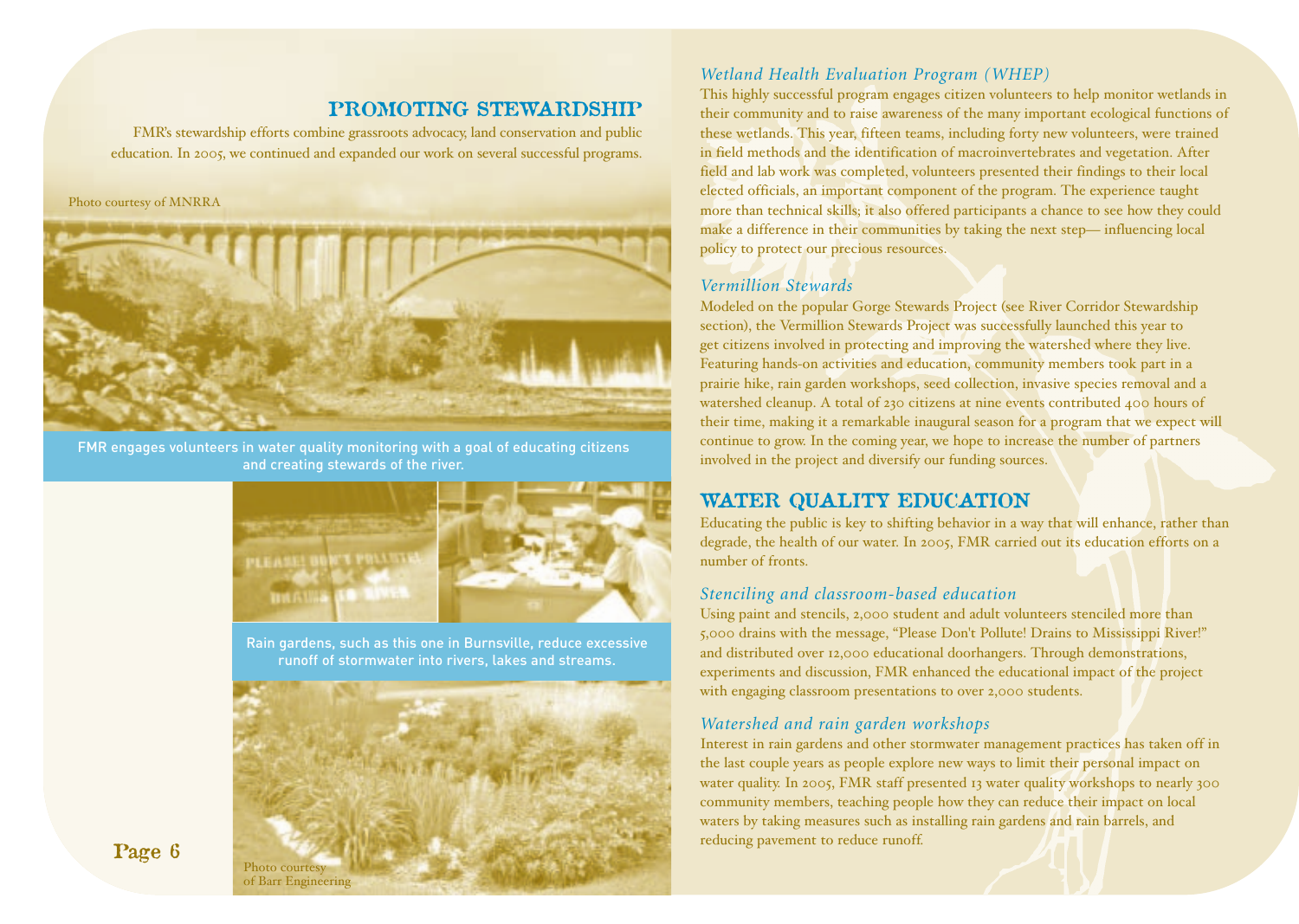## PROMOTING STEWARDSHIP

FMR's stewardship efforts combine grassroots advocacy, land conservation and public education. In 2005, we continued and expanded our work on several successful programs.

Photo courtesy of MNRRA

FMR engages volunteers in water quality monitoring with a goal of educating citizens and creating stewards of the river.

Rain gardens, such as this one in Burnsville, reduce excessive runoff of stormwater into rivers, lakes and streams.

Photo courtesy of Barr Engineering

### *Wetland Health Evaluation Program (WHEP)*

This highly successful program engages citizen volunteers to help monitor wetlands in their community and to raise awareness of the many important ecological functions of these wetlands. This year, fifteen teams, including forty new volunteers, were trained in field methods and the identification of macroinvertebrates and vegetation. After field and lab work was completed, volunteers presented their findings to their local elected officials, an important component of the program. The experience taught more than technical skills; it also offered participants a chance to see how they could make a difference in their communities by taking the next step— influencing local policy to protect our precious resources.

### *Vermillion Stewards*

Modeled on the popular Gorge Stewards Project (see River Corridor Stewardship section), the Vermillion Stewards Project was successfully launched this year to get citizens involved in protecting and improving the watershed where they live. Featuring hands-on activities and education, community members took part in a prairie hike, rain garden workshops, seed collection, invasive species removal and a watershed cleanup. A total of 230 citizens at nine events contributed 400 hours of their time, making it a remarkable inaugural season for a program that we expect will continue to grow. In the coming year, we hope to increase the number of partners involved in the project and diversify our funding sources.

## WATER QUALITY EDUCATION

Educating the public is key to shifting behavior in a way that will enhance, rather than degrade, the health of our water. In 2005, FMR carried out its education efforts on a number of fronts.

### *Stenciling and classroom-based education*

Using paint and stencils, 2,000 student and adult volunteers stenciled more than 5,000 drains with the message, "Please Don't Pollute! Drains to Mississippi River!" and distributed over 12,000 educational doorhangers. Through demonstrations, experiments and discussion, FMR enhanced the educational impact of the project with engaging classroom presentations to over 2,000 students.

### *Watershed and rain garden workshops*

Interest in rain gardens and other stormwater management practices has taken off in the last couple years as people explore new ways to limit their personal impact on water quality. In 2005, FMR staff presented 13 water quality workshops to nearly 300 community members, teaching people how they can reduce their impact on local waters by taking measures such as installing rain gardens and rain barrels, and reducing pavement to reduce runoff.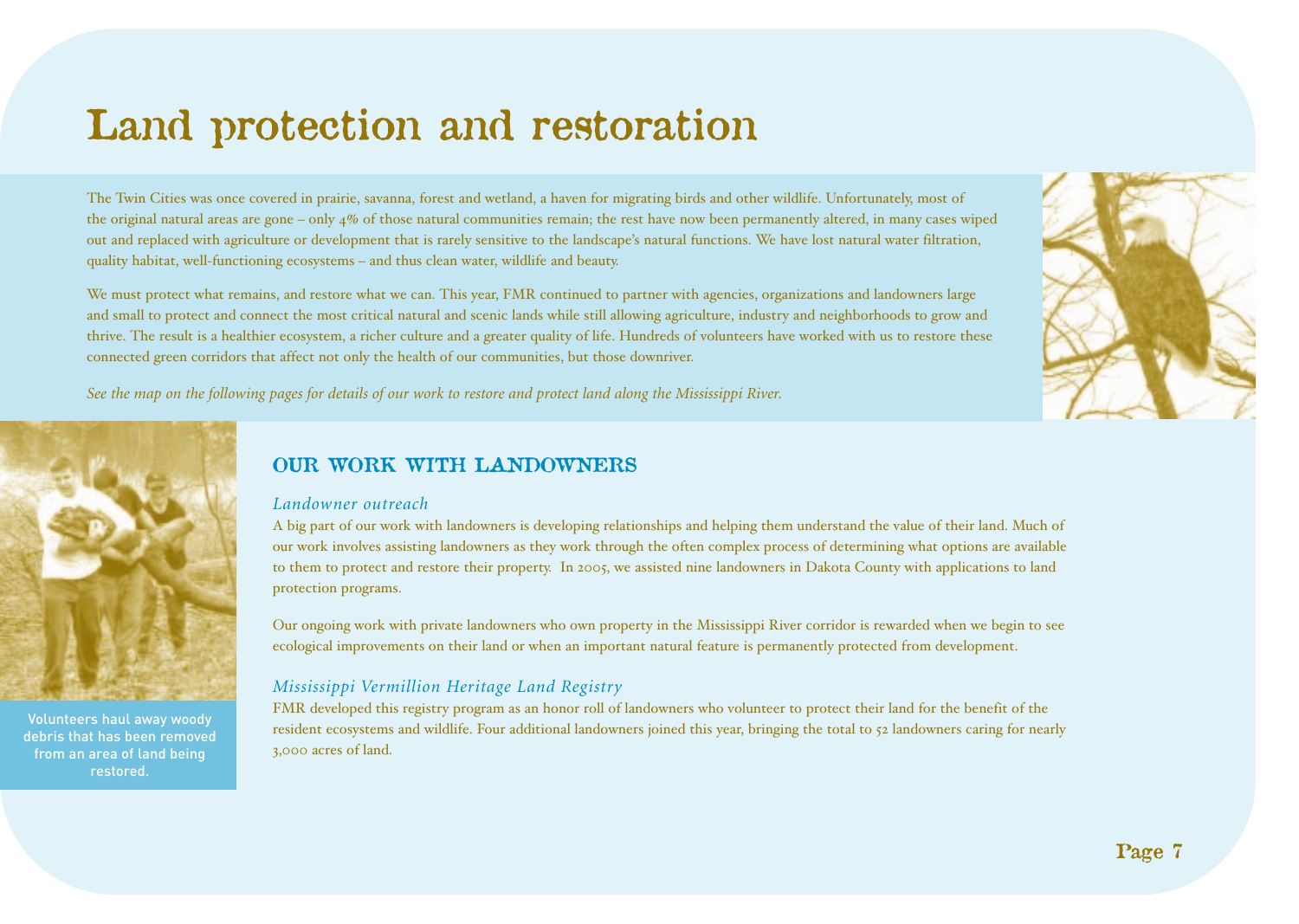# Land protection and restoration

The Twin Cities was once covered in prairie, savanna, forest and wetland, a haven for migrating birds and other wildlife. Unfortunately, most of the original natural areas are gone – only 4% of those natural communities remain; the rest have now been permanently altered, in many cases wiped out and replaced with agriculture or development that is rarely sensitive to the landscape's natural functions. We have lost natural water filtration, quality habitat, well-functioning ecosystems – and thus clean water, wildlife and beauty.

We must protect what remains, and restore what we can. This year, FMR continued to partner with agencies, organizations and landowners large and small to protect and connect the most critical natural and scenic lands while still allowing agriculture, industry and neighborhoods to grow and thrive. The result is a healthier ecosystem, a richer culture and a greater quality of life. Hundreds of volunteers have worked with us to restore these connected green corridors that affect not only the health of our communities, but those downriver.

*See the map on the following pages for details of our work to restore and protect land along the Mississippi River.*

Volunteers haul away woody debris that has been removed from an area of land being restored.

## OUR WORK WITH LANDOWNERS

### *Landowner outreach*

A big part of our work with landowners is developing relationships and helping them understand the value of their land. Much of our work involves assisting landowners as they work through the often complex process of determining what options are available to them to protect and restore their property. In 2005, we assisted nine landowners in Dakota County with applications to land protection programs.

Our ongoing work with private landowners who own property in the Mississippi River corridor is rewarded when we begin to see ecological improvements on their land or when an important natural feature is permanently protected from development.

### *Mississippi Vermillion Heritage Land Registry*

FMR developed this registry program as an honor roll of landowners who volunteer to protect their land for the benefit of the resident ecosystems and wildlife. Four additional landowners joined this year, bringing the total to 52 landowners caring for nearly 3,000 acres of land.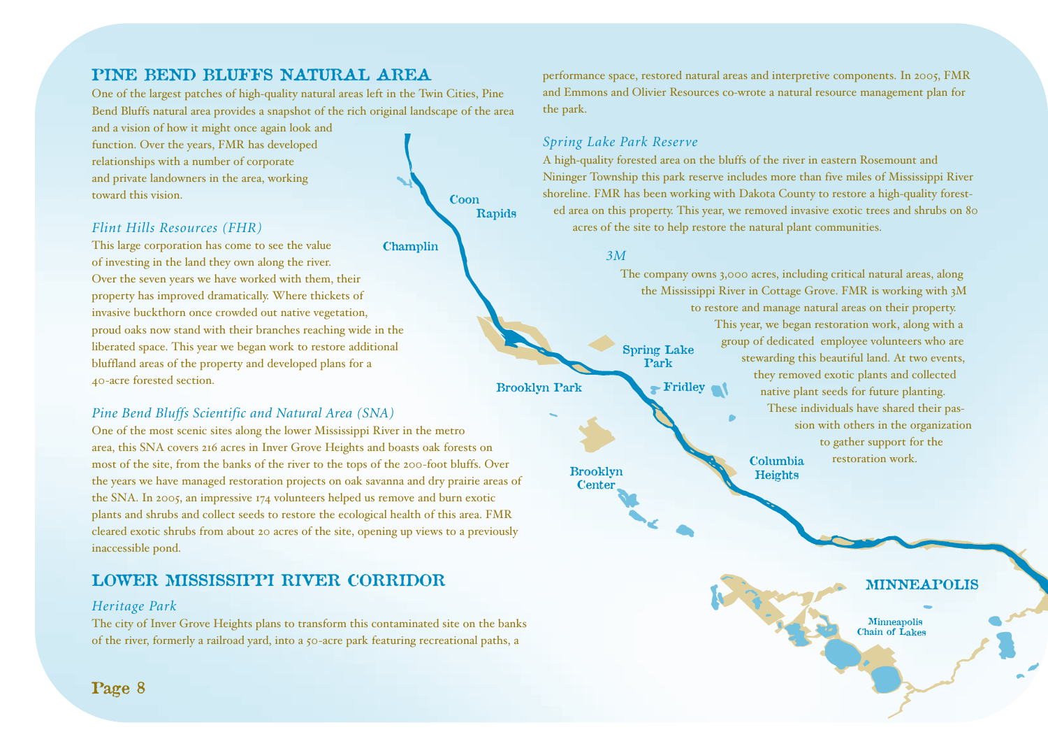## PINE BEND BLUFFS NATURAL AREA

One of the largest patches of high-quality natural areas left in the Twin Cities, Pine Bend Bluffs natural area provides a snapshot of the rich original landscape of the area and a vision of how it might once again look and function. Over the years, FMR has developed relationships with a number of corporate and private landowners in the area, working toward this vision.

### *Flint Hills Resources (FHR)*

This large corporation has come to see the value of investing in the land they own along the river. Over the seven years we have worked with them, their property has improved dramatically. Where thickets of invasive buckthorn once crowded out native vegetation, proud oaks now stand with their branches reaching wide in the liberated space. This year we began work to restore additional bluffland areas of the property and developed plans for a 40-acre forested section.

### *Pine Bend Bluffs Scientific and Natural Area (SNA)*

One of the most scenic sites along the lower Mississippi River in the metro area, this SNA covers 216 acres in Inver Grove Heights and boasts oak forests on most of the site, from the banks of the river to the tops of the 200-foot bluffs. Over the years we have managed restoration projects on oak savanna and dry prairie areas of the SNA. In 2005, an impressive 174 volunteers helped us remove and burn exotic plants and shrubs and collect seeds to restore the ecological health of this area. FMR cleared exotic shrubs from about 20 acres of the site, opening up views to a previously inaccessible pond.

## LOWER MISSISSIPPI RIVER CORRIDOR

### *Heritage Park*

The city of Inver Grove Heights plans to transform this contaminated site on the banks of the river, formerly a railroad yard, into a 50-acre park featuring recreational paths, a performance space, restored natural areas and interpretive components. In 2005, FMR and Emmons and Olivier Resources co-wrote a natural resource management plan for the park.

### *Spring Lake Park Reserve*

A high-quality forested area on the bluffs of the river in eastern Rosemount and Nininger Township this park reserve includes more than five miles of Mississippi River shoreline. FMR has been working with Dakota County to restore a high-quality forested area on this property. This year, we removed invasive exotic trees and shrubs on 80 acres of the site to help restore the natural plant communities.

### *3M*

The company owns 3,000 acres, including critical natural areas, along the Mississippi River in Cottage Grove. FMR is working with 3M to restore and manage natural areas on their property. This year, we began restoration work, along with a group of dedicated employee volunteers who are stewarding this beautiful land. At two events, they removed exotic plants and collected native plant seeds for future planting. These individuals have shared their passion with others in the organization to gather support for the restoration work.

Coon Rapids

Champlin

Spring Lake Park

Brooklyn Park

Fridley

Brooklyn Center

Columbia Heights

MINNEAPOLIS

Minneapolis Chain of Lakes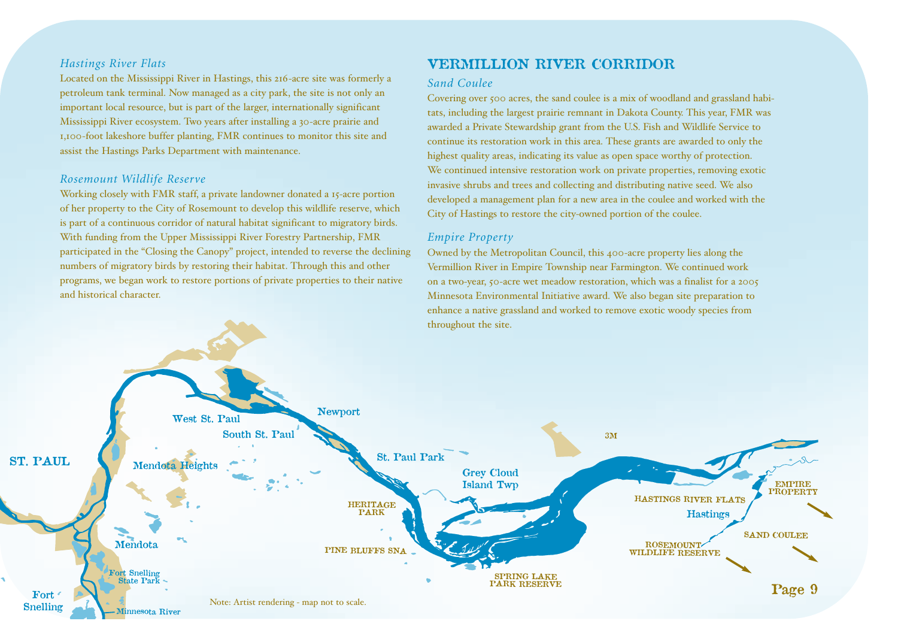### *Hastings River Flats*

Located on the Mississippi River in Hastings, this 216-acre site was formerly a petroleum tank terminal. Now managed as a city park, the site is not only an important local resource, but is part of the larger, internationally significant Mississippi River ecosystem. Two years after installing a 30-acre prairie and 1,100-foot lakeshore buffer planting, FMR continues to monitor this site and assist the Hastings Parks Department with maintenance.

### *Rosemount Wildlife Reserve*

Working closely with FMR staff, a private landowner donated a 15-acre portion of her property to the City of Rosemount to develop this wildlife reserve, which is part of a continuous corridor of natural habitat significant to migratory birds. With funding from the Upper Mississippi River Forestry Partnership, FMR participated in the "Closing the Canopy" project, intended to reverse the declining numbers of migratory birds by restoring their habitat. Through this and other programs, we began work to restore portions of private properties to their native and historical character.

## VERMILLION RIVER CORRIDOR

### *Sand Coulee*

Covering over 500 acres, the sand coulee is a mix of woodland and grassland habitats, including the largest prairie remnant in Dakota County. This year, FMR was awarded a Private Stewardship grant from the U.S. Fish and Wildlife Service to continue its restoration work in this area. These grants are awarded to only the highest quality areas, indicating its value as open space worthy of protection. We continued intensive restoration work on private properties, removing exotic invasive shrubs and trees and collecting and distributing native seed. We also developed a management plan for a new area in the coulee and worked with the City of Hastings to restore the city-owned portion of the coulee.

### *Empire Property*

Owned by the Metropolitan Council, this 400-acre property lies along the Vermillion River in Empire Township near Farmington. We continued work on a two-year, 50-acre wet meadow restoration, which was a finalist for a 2005 Minnesota Environmental Initiative award. We also began site preparation to enhance a native grassland and worked to remove exotic woody species from throughout the site.

ST. PAUL, West St. Paul, South St. Paul, Newport, Mendota Heights, St. Paul Park, Grey Cloud Island Twp, 3M, HERITAGE PARK, PINE BLUFFS SNA, SPRING LAKE PARK RESERVE, HASTINGS RIVER FLATS, Hastings, EMPIRE PROPERTY, SAND COULEE, ROSEMOUNT WILDLIFE RESERVE, Mendota, Fort Snelling State Park, Fort Snelling, Minnesota River

Note: Artist rendering - map not to scale.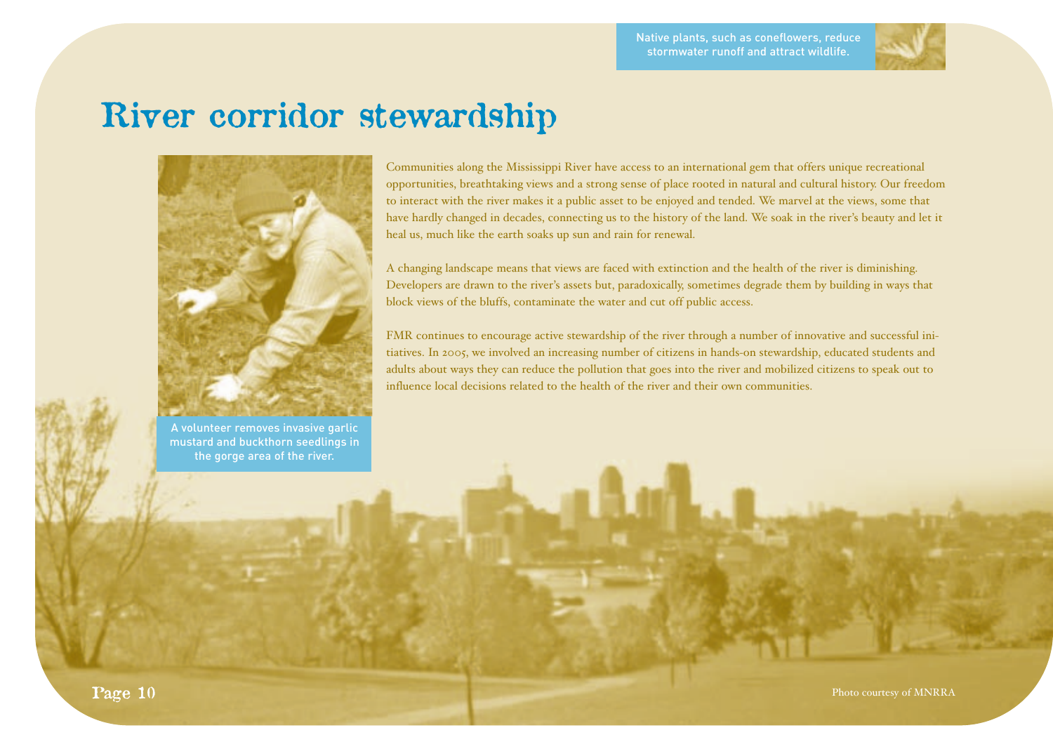Native plants, such as coneflowers, reduce stormwater runoff and attract wildlife.

# River corridor stewardship

A volunteer removes invasive garlic mustard and buckthorn seedlings in the gorge area of the river.

Communities along the Mississippi River have access to an international gem that offers unique recreational opportunities, breathtaking views and a strong sense of place rooted in natural and cultural history. Our freedom to interact with the river makes it a public asset to be enjoyed and tended. We marvel at the views, some that have hardly changed in decades, connecting us to the history of the land. We soak in the river's beauty and let it heal us, much like the earth soaks up sun and rain for renewal.

A changing landscape means that views are faced with extinction and the health of the river is diminishing. Developers are drawn to the river's assets but, paradoxically, sometimes degrade them by building in ways that block views of the bluffs, contaminate the water and cut off public access.

FMR continues to encourage active stewardship of the river through a number of innovative and successful initiatives. In 2005, we involved an increasing number of citizens in hands-on stewardship, educated students and adults about ways they can reduce the pollution that goes into the river and mobilized citizens to speak out to influence local decisions related to the health of the river and their own communities.

Photo courtesy of MNRRA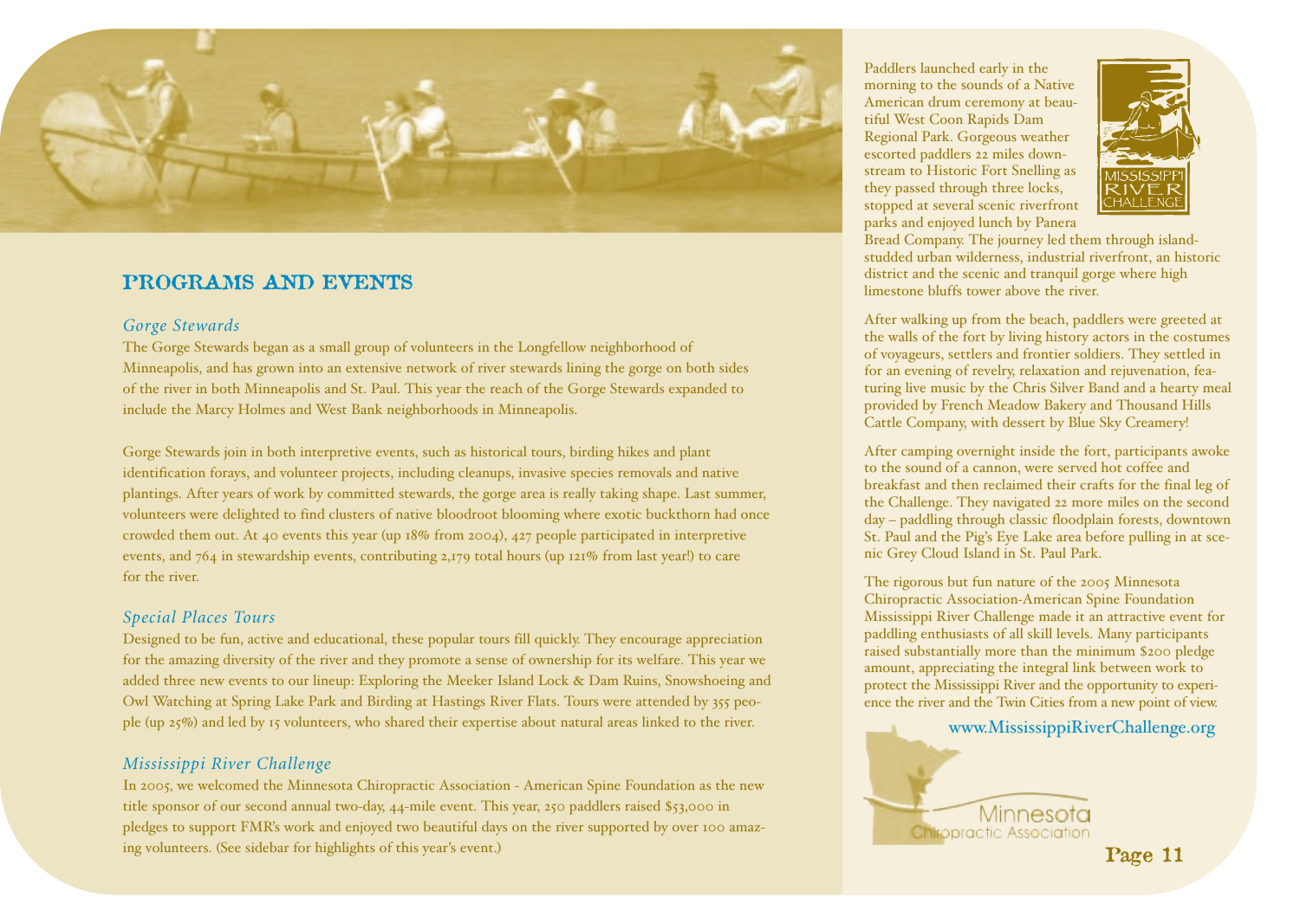## PROGRAMS AND EVENTS

### *Gorge Stewards*

The Gorge Stewards began as a small group of volunteers in the Longfellow neighborhood of Minneapolis, and has grown into an extensive network of river stewards lining the gorge on both sides of the river in both Minneapolis and St. Paul. This year the reach of the Gorge Stewards expanded to include the Marcy Holmes and West Bank neighborhoods in Minneapolis.

Gorge Stewards join in both interpretive events, such as historical tours, birding hikes and plant identification forays, and volunteer projects, including cleanups, invasive species removals and native plantings. After years of work by committed stewards, the gorge area is really taking shape. Last summer, volunteers were delighted to find clusters of native bloodroot blooming where exotic buckthorn had once crowded them out. At 40 events this year (up 18% from 2004), 427 people participated in interpretive events, and 764 in stewardship events, contributing 2,179 total hours (up 121% from last year!) to care for the river.

### *Special Places Tours*

Designed to be fun, active and educational, these popular tours fill quickly. They encourage appreciation for the amazing diversity of the river and they promote a sense of ownership for its welfare. This year we added three new events to our lineup: Exploring the Meeker Island Lock & Dam Ruins, Snowshoeing and Owl Watching at Spring Lake Park and Birding at Hastings River Flats. Tours were attended by 355 people (up 25%) and led by 15 volunteers, who shared their expertise about natural areas linked to the river.

### *Mississippi River Challenge*

In 2005, we welcomed the Minnesota Chiropractic Association - American Spine Foundation as the new title sponsor of our second annual two-day, 44-mile event. This year, 250 paddlers raised $53,000 in pledges to support FMR's work and enjoyed two beautiful days on the river supported by over 100 amazing volunteers. (See sidebar for highlights of this year's event.)

MISSISSIPPI RIVER CHALLENGE

Paddlers launched early in the morning to the sounds of a Native American drum ceremony at beautiful West Coon Rapids Dam Regional Park. Gorgeous weather escorted paddlers 22 miles downstream to Historic Fort Snelling as they passed through three locks, stopped at several scenic riverfront parks and enjoyed lunch by Panera Bread Company. The journey led them through island-studded urban wilderness, industrial riverfront, an historic district and the scenic and tranquil gorge where high limestone bluffs tower above the river.

After walking up from the beach, paddlers were greeted at the walls of the fort by living history actors in the costumes of voyageurs, settlers and frontier soldiers. They settled in for an evening of revelry, relaxation and rejuvenation, featuring live music by the Chris Silver Band and a hearty meal provided by French Meadow Bakery and Thousand Hills Cattle Company, with dessert by Blue Sky Creamery!

After camping overnight inside the fort, participants awoke to the sound of a cannon, were served hot coffee and breakfast and then reclaimed their crafts for the final leg of the Challenge. They navigated 22 more miles on the second day – paddling through classic floodplain forests, downtown St. Paul and the Pig's Eye Lake area before pulling in at scenic Grey Cloud Island in St. Paul Park.

The rigorous but fun nature of the 2005 Minnesota Chiropractic Association-American Spine Foundation Mississippi River Challenge made it an attractive event for paddling enthusiasts of all skill levels. Many participants raised substantially more than the minimum $200 pledge amount, appreciating the integral link between work to protect the Mississippi River and the opportunity to experience the river and the Twin Cities from a new point of view.

www.MississippiRiverChallenge.org

Minnesota Chiropractic Association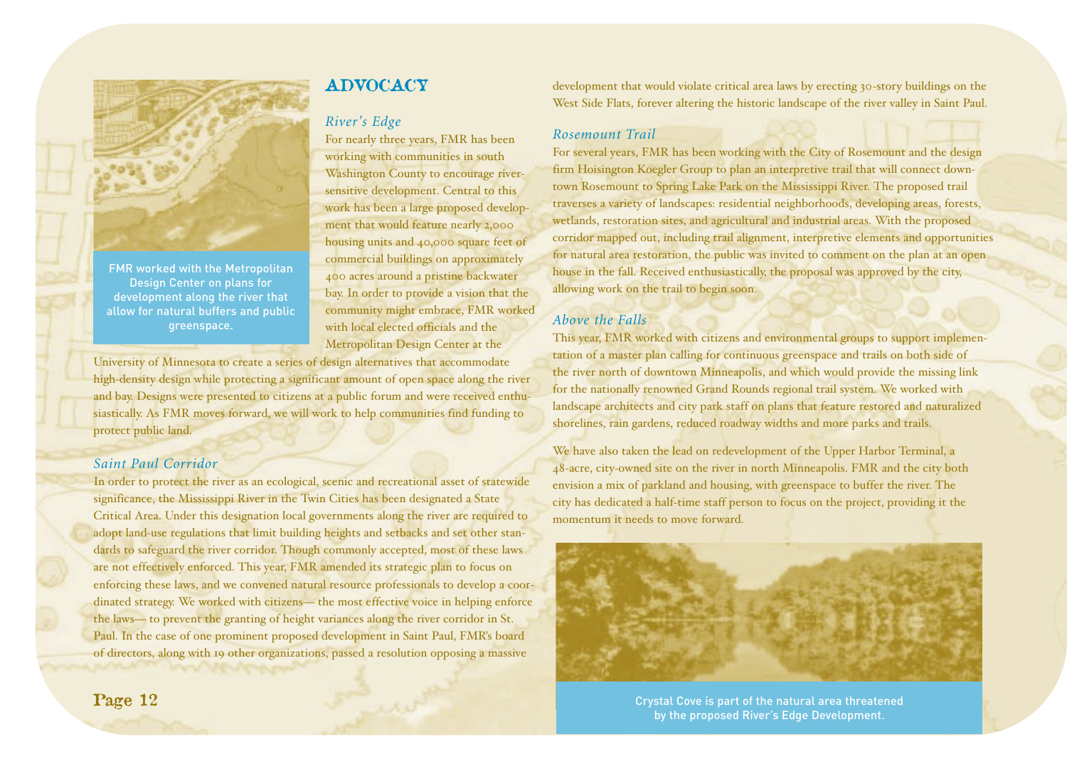## ADVOCACY

FMR worked with the Metropolitan Design Center on plans for development along the river that allow for natural buffers and public greenspace.

### *River's Edge*

For nearly three years, FMR has been working with communities in south Washington County to encourage river-sensitive development. Central to this work has been a large proposed development that would feature nearly 2,000 housing units and 40,000 square feet of commercial buildings on approximately 400 acres around a pristine backwater bay. In order to provide a vision that the community might embrace, FMR worked with local elected officials and the Metropolitan Design Center at the University of Minnesota to create a series of design alternatives that accommodate high-density design while protecting a significant amount of open space along the river and bay. Designs were presented to citizens at a public forum and were received enthusiastically. As FMR moves forward, we will work to help communities find funding to protect public land.

### *Saint Paul Corridor*

In order to protect the river as an ecological, scenic and recreational asset of statewide significance, the Mississippi River in the Twin Cities has been designated a State Critical Area. Under this designation local governments along the river are required to adopt land-use regulations that limit building heights and setbacks and set other standards to safeguard the river corridor. Though commonly accepted, most of these laws are not effectively enforced. This year, FMR amended its strategic plan to focus on enforcing these laws, and we convened natural resource professionals to develop a coordinated strategy. We worked with citizens— the most effective voice in helping enforce the laws— to prevent the granting of height variances along the river corridor in St. Paul. In the case of one prominent proposed development in Saint Paul, FMR's board of directors, along with 19 other organizations, passed a resolution opposing a massive development that would violate critical area laws by erecting 30-story buildings on the West Side Flats, forever altering the historic landscape of the river valley in Saint Paul.

### *Rosemount Trail*

For several years, FMR has been working with the City of Rosemount and the design firm Hoisington Koegler Group to plan an interpretive trail that will connect downtown Rosemount to Spring Lake Park on the Mississippi River. The proposed trail traverses a variety of landscapes: residential neighborhoods, developing areas, forests, wetlands, restoration sites, and agricultural and industrial areas. With the proposed corridor mapped out, including trail alignment, interpretive elements and opportunities for natural area restoration, the public was invited to comment on the plan at an open house in the fall. Received enthusiastically, the proposal was approved by the city, allowing work on the trail to begin soon.

### *Above the Falls*

This year, FMR worked with citizens and environmental groups to support implementation of a master plan calling for continuous greenspace and trails on both side of the river north of downtown Minneapolis, and which would provide the missing link for the nationally renowned Grand Rounds regional trail system. We worked with landscape architects and city park staff on plans that feature restored and naturalized shorelines, rain gardens, reduced roadway widths and more parks and trails.

We have also taken the lead on redevelopment of the Upper Harbor Terminal, a 48-acre, city-owned site on the river in north Minneapolis. FMR and the city both envision a mix of parkland and housing, with greenspace to buffer the river. The city has dedicated a half-time staff person to focus on the project, providing it the momentum it needs to move forward.

Crystal Cove is part of the natural area threatened by the proposed River's Edge Development.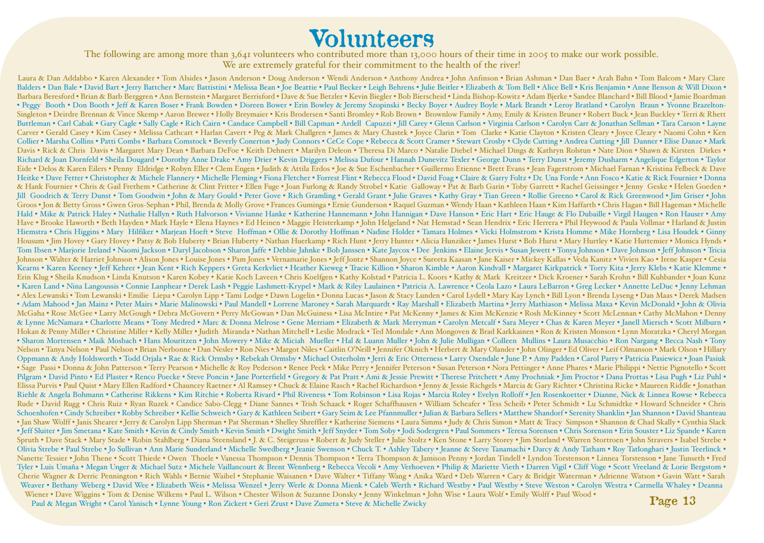# Volunteers

The following are among more than 3,641 volunteers who contributed more than 13,000 hours of their time in 2005 to make our work possible. We are extremely grateful for their commitment to the health of the river!

Laura & Dan Addabbo • Karen Alexander • Tom Alsides • Jason Anderson • Doug Anderson • Wendi Anderson • Anthony Andrea • John Anfinson • Brian Ashman • Dan Baer • Arah Bahn • Tom Balcom • Mary Clare Balders • Dan Bale • David Bart • Jerry Battcher • Marc Battistini • Melissa Bean • Joe Beattie • Paul Becker • Leigh Behrens • Julie Beitler • Elizabeth & Tom Bell • Alice Bell • Kris Benjamin • Anne Benson & Will Dixon • Barbara Beresford • Brian & Barb Berggren • Ann Bernstein • Margaret Berrisford • Dave & Sue Betzler • Kevin Biegler • Bob Bierscheid • Linda Bishop-Kowitz • Adam Bjerke • Sandee Blanchard • Bill Blood • Jamie Boardman • Peggy Booth • Don Booth • Jeff & Karen Boser • Frank Bowden • Doreen Bower • Erin Bowley & Jeremy Szopinski • Becky Boyer • Audrey Boyle • Mark Brandt • Leroy Bratland • Carolyn Braun • Yvonne Brazelton-Singleton • Deirdre Brennan & Vince Skemp • Aaron Brewer • Holly Breymaier • Kris Brodersen • Santi Bromley • Rob Brown • Brownlow Family • Amy, Emily & Kristen Bruner • Robert Buck • Jean Buckley • Terri & Rhett Buttleman • Carl Cabak • Gary Cagle • Sally Cagle • Rich Cairn • Candace Campbell • Bill Capman • Ardell Capuzzi • Jill Carey • Glenn Carlson • Virginia Carlson • Carolyn Carr & Jonathan Sellman • Tara Carson • Layne Carver • Gerald Casey • Kim Casey • Melissa Cathcart • Harlan Cavert • Peg & Mark Challgren • James & Mary Chastek • Joyce Clarin • Tom Clarke • Katie Clayton • Kristen Cleary • Joyce Cleary • Naomi Cohn • Ken Collier • Marsha Collins • Patti Combs • Barbara Comstock • Beverly Conerton • Judy Connors • CeCe Cope • Rebecca & Scott Cramer • Stewart Crosby • Clyde Cutting • Andrea Cutting • Jill Danner • Elise Danze • Mark Davis • Rick & Chris Davis • Margaret Mary Dean • Barbara DeFoe • Keith Dehnert • Marilyn Deleon • Theresa Di Marco • Natalie Diebel • Michael Dings & Kathryn Rolstun • Nate Dion • Shawn & Kirsten Dirkes • Richard & Joan Dornfeld • Sheila Dougard • Dorothy Anne Drake • Amy Drier • Kevin Driggers • Melissa Dufour • Hannah Dunevitz Texler • George Dunn • Terry Dunst • Jeremy Dusharm • Angelique Edgerton • Taylor Eide • Delos & Karen Eilers • Penny Eldridge • Robyn Eller • Clem Engen • Judith & Attila Erdos • Joe & Sue Eschenbacher • Guillermo Etienne • Brett Evans • Jean Fagerstrom • Michael Farnan • Kristina Felbeck & Dave Heitke • Dave Fetter • Christopher & Michele Flannery • Michelle Fleming • Fiona Fletcher • Forrest Flint • Rebecca Flood • David Foag • Claire & Garry Foltz • Dr. Una Forde • Ann Fosco • Katie & Rick Fournier • Donna & Hank Fournier • Chris & Gail Frethem • Catherine & Clint Fritter • Ellen Fuge • Joan Furlong & Randy Strobel • Katie Galloway • Pat & Barb Garin • Toby Garrett • Rachel Geissinger • Jenny Geske • Helen Goeden • Jill Goodrich & Terry Dunst • Tom Goodwin • John & Mary Gould • Peter Gove • Rich Gramling • Gerald Grant • Julie Graves • Kathy Gray • Tian Green • Rollie Greeno • Carol & Rick Greenwood • Jim Griser • John Groos • Jon & Betty Gross • Gwen Gros-Sephan • Phil, Brenda & Molly Grove • Frances Guminga • Ernie Gunderson • Raquel Guzman • Wendy Haan • Kathleen Haan • Kim Haffarth • Chris Hagan • Bill Hageman • Michelle Hald • Mike & Patrick Haley • Nathalie Hallyn • Ruth Halvorson • Vivianne Hanke • Katherine Hannemann • John Hannigan • Dave Hanson • Eric Hart • Eric Hauge & Flo Dubaille • Virgil Haugen • Ron Hauser • Amy Have • Brooke Haworth • Beth Hayden • Mark Hayle • Elena Haynes • Ed Heinen • Maggie Heisterkamp • John Helgeland • Nat Hemstad • Sean Hendrix • Eric Herrera • Phil Heywood & Paula Vollmar • Harland & Justin Hiemstra • Chris Higgins • Mary Hilfiker • Marjean Hoeft • Steve Hoffman • Ollie & Dorothy Hoffman • Nadine Holder • Tamara Holmes • Vicki Holmstrom • Krista Homme • Mike Hornberg • Lisa Houdek • Ginny Housum • Jim Hovey • Gary Hovey • Patsy & Bob Huberty • Brian Huberty • Nathan Huerkamp • Rich Hunt • Jerry Hunter • Alicia Hunziker • James Hurst • Bob Hurst • Mary Hurtley • Katie Huttemier • Monica Hynds • Tom Ibsen • Marjorie Ireland • Naomi Jackson • Daryl Jacobson • Sharon Jaffe • Debbie Jahnke • Bob Janssen • Kate Jaycox • Dee Jenkins • Elaine Jervis • Susan Jewett • Tonya Johnson • Dave Johnson • Jeff Johnson • Tricia Johnson • Walter & Harriet Johnson • Alison Jones • Louise Jones • Pam Jones • Vernamarie Jones • Jeff Jontz • Shannon Joyce • Sureeta Kaasan • Jane Kaiser • Mickey Kallas • Veda Kanitz • Vivien Kao • Irene Kasper • Cesia Kearns • Karen Keeney • Jeff Kehrer • Jean Kent • Rich Keppers • Greta Kerkvliet • Heather Kieweg • Tracie Killion • Sharon Kimble • Aaron Kindvall • Margaret Kirkpatrick • Torry Kita • Jerry Klebs • Katie Klemme • Erin Klug • Sheila Knudson • Linda Knutson • Karen Kobey • Katie Koch Laveen • Chris Koelfgen • Kathy Kolstad • Patricia L. Koors • Kathy & Mark Kreitzer • Dick Kroener • Sarah Krohn • Bill Kuhbander • Joan Kunz • Karen Land • Nina Langoussis • Connie Lanphear • Derek Lash • Peggie Lashmett-Krypel • Mark & Riley Laulainen • Patricia A. Lawrence • Ceola Lazo • Laura LeBarron • Greg Lecker • Annette LeDuc • Jenny Lehman • Alex Lewanski • Tom Lewanski • Emilie Liepa • Carolyn Lipp • Tami Lodge • Dawn Logelin • Donna Lucas • Jason & Stacy Lunden • Carol Lydell • Mary Kay Lynch • Bill Lyon • Brenda Lyseng • Dan Maas • Derek Madsen • Adam Mahood • Jan Mainz • Peter Mairs • Marie Malinowski • Paul Mandell • Lorrene Maroney • Sarah Marquardt • Ray Marshall • Elizabeth Martina • Jerry Mathiason • Melissa Maxa • Kevin McDonald • John & Olivia McGaha • Rose McGee • Larry McGough • Debra McGovern • Perry McGowan • Dan McGuiness • Lisa McIntire • Pat McKenny • James & Kim McKenzie • Rosh McKinney • Scott McLennan • Cathy McMahon • Denny & Lynne McNamara • Charlotte Means • Tony Medred • Marc & Donna Melrose • Gene Merriam • Elizabeth & Mark Merryman • Carolyn Metcalf • Sara Meyer • Chas & Karen Meyer • Janell Miersch • Scott Milburn • Hokan & Penny Miller • Christine Miller • Kelly Miller • Judith Miranda • Nathan Mitchell • Leslie Modrack • Ted Mondale • Ann Mongoven & Brad Karkkainen • Ron & Kristen Monson • Lynn Moratzka • Cheryl Morgan • Sharon Mortensen • Maik Mosbach • Hans Mouritzen • John Mowery • Mike & Miciah Mueller • Hal & Luann Muller • John & Julie Mulligan • Colleen Mullins • Laura Musacchio • Ron Nargang • Becca Nash • Tony Nelson • Tanya Nelson • Paul Nelson • Brian Nerbonne • Dan Nesler • Ron Nies • Margot Niles • Caitlin O'Neill • Jennifer Oknich • Herbert & Mary Olander • John Olinger • Ed Oliver • Leif Olmanson • Mark Olson • Hillary Oppmann & Andy Holdsworth • Todd Orjala • Rae & Rick Ormsby • Rebekah Ormsby • Michael Osterholm • Jerri & Eric Otterness • Larry Oxendale • June P. • Amy Padden • Carol Parry • Patricia Pasiewicz • Joan Pasiuk • Sage Passi • Donna & John Patterson • Terry Pearson • Michelle & Roy Pederson • Renee Peek • Mike Perry • Jennifer Peterson • Susan Peterson • Nora Pettinger • Anne Phares • Marie Philippi • Nettie Pignotello • Scott Pilgram • David Pinto • Ed Plaster • Renco Poecke • Steve Poncin • Jane Porterfield • Gregory & Pat Pratt • Ami & Jessie Prewitt • Therese Pritchett • Amy Prochniak • Jim Proctor • Dana Prottas • Lisa Pugh • Liz Puhl • Elissa Purvis • Paul Quist • Mary Ellen Radford • Chauncey Raetner • Al Ramsey • Chuck & Elaine Rasch • Rachel Richardson • Jenny & Jessie Richgels • Marcia & Gary Richter • Christina Ricke • Maureen Riddle • Jonathan Riehle & Angela Bohmann • Catherine Rikkens • Kim Ritchie • Roberta Rivard • Phil Riveness • Tom Robinson • Lisa Rojas • Marcia Roley • Evelyn Rolloff • Jen Rosenkoetter • Dianne, Nick & Linnea Rowse • Rebecca Rude • David Rugg • Chris Ruiz • Ryan Ruzek • Candice Sabo-Clegg • Diane Sannes • Trish Schaack • Roger Schaffhausen • William Scheafer • Tess Scheib • Peter Schmidt • Lu Schmidtke • Howard Schneider • Chris Schoenhofen • Cindy Schreiber • Robby Schreiber • Kellie Schweich • Gary & Kathleen Seibert • Gary Seim & Lee Pfannmuller • Julian & Barbara Sellers • Matthew Shandorf • Serenity Shanklin • Jan Shannon • David Shanteau • Jan Shaw Wolff • Janis Shearer • Jerry & Carolyn Lipp Sherman • Pat Sherman • Shelley Shreffler • Katherine Siemens • Laura Simms • Judy & Chris Simon • Matt & Tracy Simpson • Shannon & Chad Skally • Cynthia Slack • Jeff Sluiter • Jim Smetana • Kate Smith • Kevin & Cindy Smith • Kevin Smith • Dwight Smith • Jeff Snyder • Tom Soby • Jodi Sodergren • Paul Sommers • Teresa Sorensen • Chris Sorenson • Erin Souster • Liz Spande • Karen Spruth • Dave Stack • Mary Stade • Robin Stahlberg • Diana Steensland • J. & C. Steigeruss • Robert & Judy Steller • Julie Stoltz • Ken Stone • Larry Storey • Jim Storland • Warren Stortroen • John Stravers • Isabel Strebe • Olivia Strebe • Paul Strebe • Jo Sullivan • Ann Marie Sunderland • Michelle Swedberg • Jeanie Swenson • Chuck T. • Ashley Tabery • Jeanne & Steve Tanamachi • Darcy & Andy Tatham • Roy Tatlonghari • Justin Teerlinck • Nanette Tessier • John Thene • Scott Thiede • Owen Thoele • Vanessa Thompson • Dennis Thompson • Terra Thompson & Jamison Penny • Jordan Tindell • Lyndon Torstenson • Linnea Torstenson • Jane Tunseth • Fred Tyler • Luis Umaña • Megan Unger & Michael Sutz • Michele Vaillancourt & Brent Wennberg • Rebecca Vecoli • Amy Verhoeven • Philip & Mariette Vieth • Darren Vigil • Cliff Voge • Scott Vreeland & Lorie Bergstom • Cherie Wagner & Derric Pennington • Rich Wahls • Bernie Waibel • Stephanie Waisanen • Dave Walter • Tiffany Wang • Anika Ward • Deb Warren • Cary & Bridgit Waterman • Adrienne Watson • Gavin Watt • Sarah Weaver • Bethany Weberg • David Wee • Elizabeth Weis • Melissa Wenzel • Jerry Werle & Donna Mienk • Caleb Werth • Richard Westby • Paul Westby • Steve Weston • Carolyn Westra • Carmella Whaley • Deanna Wiener • Dave Wiggins • Tom & Denise Wilkens • Paul L. Wilson • Chester Wilson & Suzanne Donsky • Jenny Winkelman • John Wise • Laura Wolf • Emily Wolff • Paul Wood • Paul & Megan Wright • Carol Yanisch • Lynne Young • Ron Zickert • Geri Zrust • Dave Zumeta • Steve & Michelle Zwicky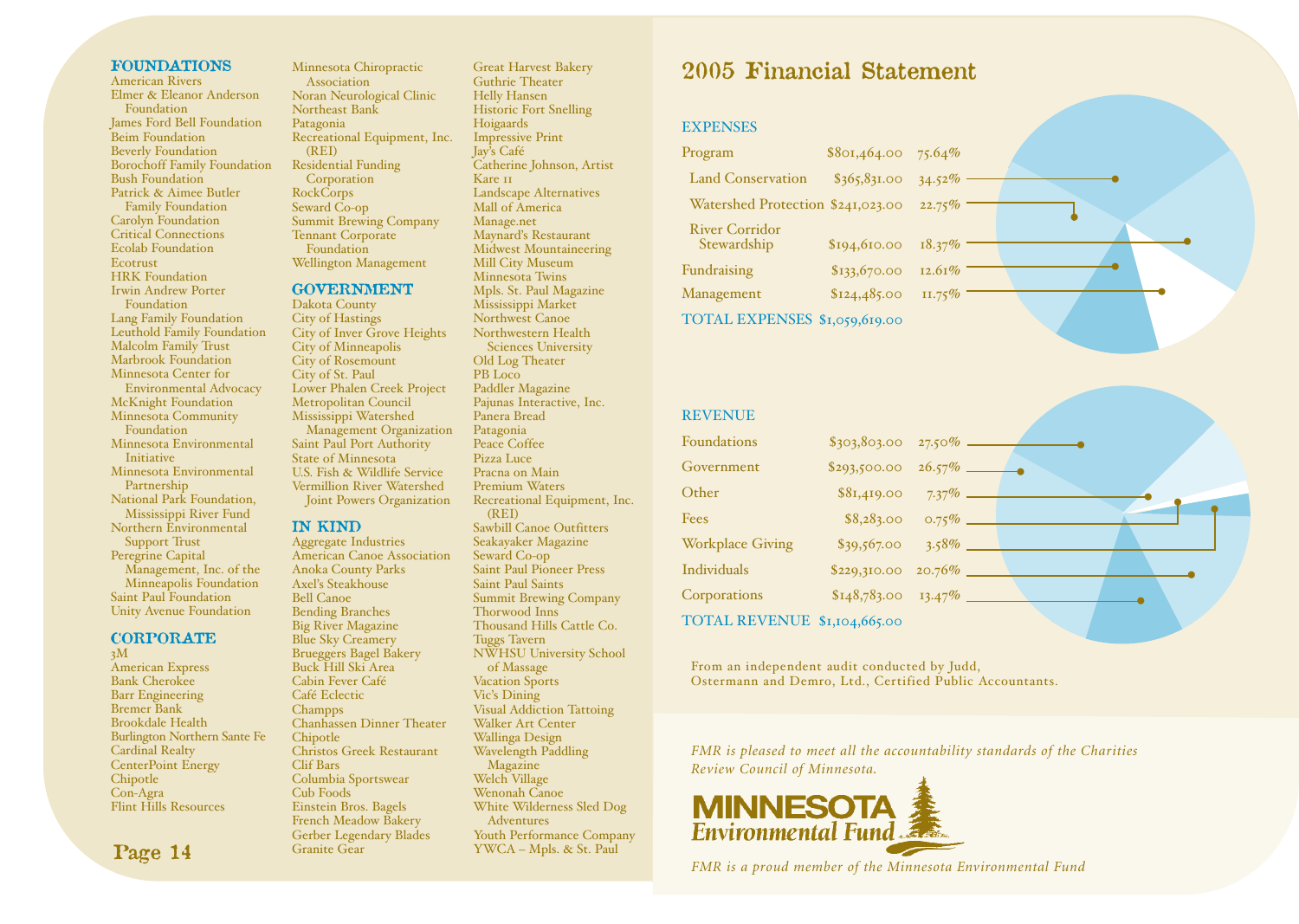## FOUNDATIONS

American Rivers
Elmer & Eleanor Anderson Foundation
James Ford Bell Foundation
Beim Foundation
Beverly Foundation
Borochoff Family Foundation
Bush Foundation
Patrick & Aimee Butler Family Foundation
Carolyn Foundation
Critical Connections
Ecolab Foundation
Ecotrust
HRK Foundation
Irwin Andrew Porter Foundation
Lang Family Foundation
Leuthold Family Foundation
Malcolm Family Trust
Marbrook Foundation
Minnesota Center for Environmental Advocacy
McKnight Foundation
Minnesota Community Foundation
Minnesota Environmental Initiative
Minnesota Environmental Partnership
National Park Foundation, Mississippi River Fund
Northern Environmental Support Trust
Peregrine Capital Management, Inc. of the Minneapolis Foundation
Saint Paul Foundation
Unity Avenue Foundation

## CORPORATE

3M
American Express
Bank Cherokee
Barr Engineering
Bremer Bank
Brookdale Health
Burlington Northern Sante Fe
Cardinal Realty
CenterPoint Energy
Chipotle
Con-Agra
Flint Hills Resources
Minnesota Chiropractic Association
Noran Neurological Clinic
Northeast Bank
Patagonia
Recreational Equipment, Inc. (REI)
Residential Funding Corporation
RockCorps
Seward Co-op
Summit Brewing Company
Tennant Corporate Foundation
Wellington Management

## GOVERNMENT

Dakota County
City of Hastings
City of Inver Grove Heights
City of Minneapolis
City of Rosemount
City of St. Paul
Lower Phalen Creek Project
Metropolitan Council
Mississippi Watershed Management Organization
Saint Paul Port Authority
State of Minnesota
U.S. Fish & Wildlife Service
Vermillion River Watershed Joint Powers Organization

## IN KIND

Aggregate Industries
American Canoe Association
Anoka County Parks
Axel's Steakhouse
Bell Canoe
Bending Branches
Big River Magazine
Blue Sky Creamery
Brueggers Bagel Bakery
Buck Hill Ski Area
Cabin Fever Café
Café Eclectic
Champps
Chanhassen Dinner Theater
Chipotle
Christos Greek Restaurant
Clif Bars
Columbia Sportswear
Cub Foods
Einstein Bros. Bagels
French Meadow Bakery
Gerber Legendary Blades
Granite Gear
Great Harvest Bakery
Guthrie Theater
Helly Hansen
Historic Fort Snelling
Hoigaards
Impressive Print
Jay's Café
Catherine Johnson, Artist
Kare 11
Landscape Alternatives
Mall of America
Manage.net
Maynard's Restaurant
Midwest Mountaineering
Mill City Museum
Minnesota Twins
Mpls. St. Paul Magazine
Mississippi Market
Northwest Canoe
Northwestern Health Sciences University
Old Log Theater
PB Loco
Paddler Magazine
Pajunas Interactive, Inc.
Panera Bread
Patagonia
Peace Coffee
Pizza Luce
Pracna on Main
Premium Waters
Recreational Equipment, Inc. (REI)
Sawbill Canoe Outfitters
Seakayaker Magazine
Seward Co-op
Saint Paul Pioneer Press
Saint Paul Saints
Summit Brewing Company
Thorwood Inns
Thousand Hills Cattle Co.
Tuggs Tavern
NWHSU University School of Massage
Vacation Sports
Vic's Dining
Visual Addiction Tattoing
Walker Art Center
Wallinga Design
Wavelength Paddling Magazine
Welch Village
Wenonah Canoe
White Wilderness Sled Dog Adventures
Youth Performance Company
YWCA – Mpls. & St. Paul

# 2005 Financial Statement

### EXPENSES

| Category | Amount | Percent |
|---|---|---|
| Program | $801,464.00 | 75.64% |
| Land Conservation | $365,831.00 | 34.52% |
| Watershed Protection | $241,023.00 | 22.75% |
| River Corridor Stewardship | $194,610.00 | 18.37% |
| Fundraising | $133,670.00 | 12.61% |
| Management | $124,485.00 | 11.75% |
| TOTAL EXPENSES | $1,059,619.00 | |

### REVENUE

| Category | Amount | Percent |
|---|---|---|
| Foundations | $303,803.00 | 27.50% |
| Government | $293,500.00 | 26.57% |
| Other | $81,419.00 | 7.37% |
| Fees | $8,283.00 | 0.75% |
| Workplace Giving | $39,567.00 | 3.58% |
| Individuals | $229,310.00 | 20.76% |
| Corporations | $148,783.00 | 13.47% |
| TOTAL REVENUE | $1,104,665.00 | |

From an independent audit conducted by Judd, Ostermann and Demro, Ltd., Certified Public Accountants.

*FMR is pleased to meet all the accountability standards of the Charities Review Council of Minnesota.*

**MINNESOTA Environmental Fund**

*FMR is a proud member of the Minnesota Environmental Fund*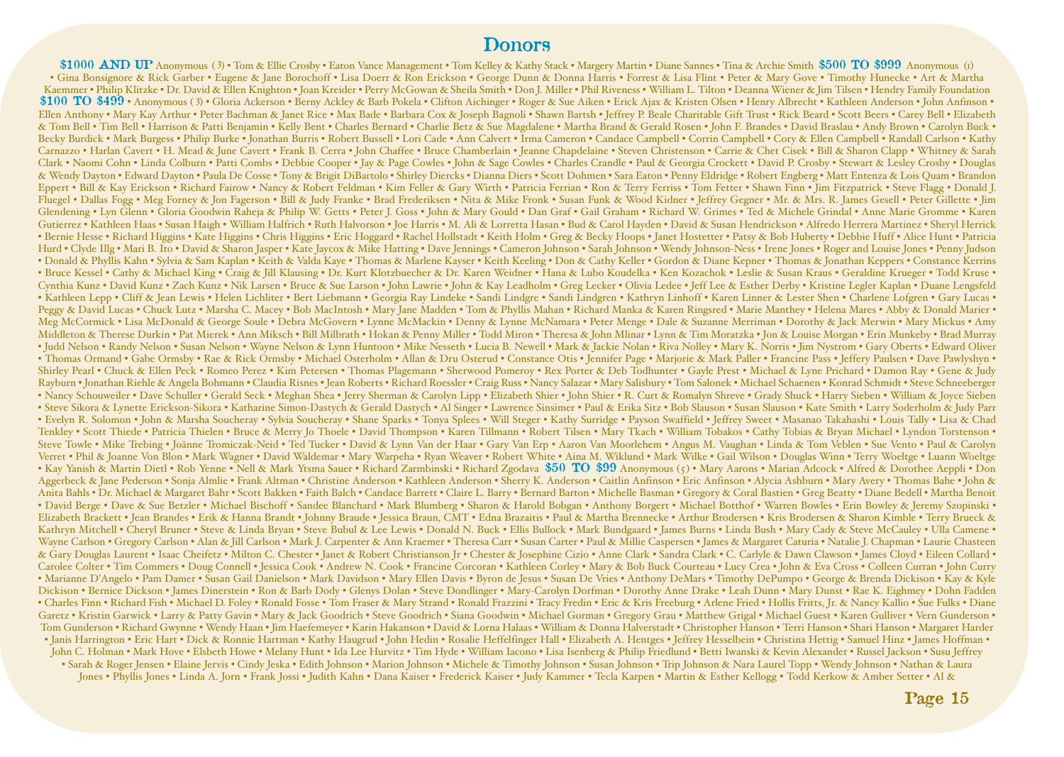# Donors

**$1000 AND UP** Anonymous (3) • Tom & Ellie Crosby • Eaton Vance Management • Tom Kelley & Kathy Stack • Margery Martin • Diane Sannes • Tina & Archie Smith **$500 TO $999** Anonymous (1) • Gina Bonsignore & Rick Garber • Eugene & Jane Borochoff • Lisa Doerr & Ron Erickson • George Dunn & Donna Harris • Forrest & Lisa Flint • Peter & Mary Gove • Timothy Hunecke • Art & Martha Kaemmer • Philip Klitzke • Dr. David & Ellen Knighton • Joan Kreider • Perry McGowan & Sheila Smith • Don J. Miller • Phil Riveness • William L. Tilton • Deanna Wiener & Jim Tilsen • Hendry Family Foundation **$100 TO $499** • Anonymous (3) • Gloria Ackerson • Berny Ackley & Barb Pokela • Clifton Aichinger • Roger & Sue Aiken • Erick Ajax & Kristen Olsen • Henry Albrecht • Kathleen Anderson • John Anfinson • Ellen Anthony • Mary Kay Arthur • Peter Bachman & Janet Rice • Max Bade • Barbara Cox & Joseph Bagnoli • Shawn Bartsh • Jeffrey P. Beale Charitable Gift Trust • Rick Beard • Scott Beers • Carey Bell • Elizabeth & Tom Bell • Tim Bell • Harrison & Patti Benjamin • Kelly Bent • Charles Bernard • Charlie Betz & Sue Magdalene • Martha Brand & Gerald Rosen • John F. Brandes • David Braslau • Andy Brown • Carolyn Buck • Becky Burdick • Mark Burgess • Philip Burke • Jonathan Burris • Robert Bussell • Lori Cade • Ann Calvert • Irma Cameron • Candace Campbell • Corrin Campbell • Cory & Ellen Campbell • Randall Carlson • Kathy Carnazzo • Harlan Cavert • H. Mead & June Cavert • Frank B. Cerra • John Chaffee • Bruce Chamberlain • Jeanne Chapdelaine • Steven Christenson • Carrie & Chet Cisek • Bill & Sharon Clapp • Whitney & Sarah Clark • Naomi Cohn • Linda Colburn • Patti Combs • Debbie Cooper • Jay & Page Cowles • John & Sage Cowles • Charles Crandle • Paul & Georgia Crockett • David P. Crosby • Stewart & Lesley Crosby • Douglas & Wendy Dayton • Edward Dayton • Paula De Cosse • Tony & Brigit DiBartolo • Shirley Diercks • Dianna Diers • Scott Dohmen • Sara Eaton • Penny Eldridge • Robert Engberg • Matt Entenza & Lois Quam • Brandon Eppert • Bill & Kay Erickson • Richard Fairow • Nancy & Robert Feldman • Kim Feller & Gary Wirth • Patricia Ferrian • Ron & Terry Ferriss • Tom Fetter • Shawn Finn • Jim Fitzpatrick • Steve Flagg • Donald J. Fluegel • Dallas Fogg • Meg Forney & Jon Fagerson • Bill & Judy Franke • Brad Frederiksen • Nita & Mike Fronk • Susan Funk & Wood Kidner • Jeffrey Gegner • Mr. & Mrs. R. James Gesell • Peter Gillette • Jim Glendening • Lyn Glenn • Gloria Goodwin Raheja & Philip W. Getts • Peter J. Goss • John & Mary Gould • Dan Graf • Gail Graham • Richard W. Grimes • Ted & Michele Grindal • Anne Marie Gromme • Karen Gutierrez • Kathleen Haas • Susan Haigh • William Halfrich • Ruth Halvorson • Joe Harris • M. Ali & Lorretta Hasan • Bud & Carol Hayden • David & Susan Hendrickson • Alfredo Herrera Martinez • Sheryl Herrick • Bernie Hesse • Richard Higgins • Kate Higgins • Chris Higgins • Eric Hoggard • Rachel Hollstadt • Keith Holm • Greg & Becky Hoops • Janet Hostetter • Patsy & Bob Huberty • Debbie Huff • Alice Hunt • Patricia Hurd • Clyde Illg • Mari B. Ito • David & Sharon Jasper • Kate Jaycox & Mike Hatting • Dave Jennings • Cameron Johnson • Sarah Johnson • Wendy Johnson-Ness • Irene Jones • Roger and Louise Jones • Penny Judson • Donald & Phyllis Kahn • Sylvia & Sam Kaplan • Keith & Valda Kaye • Thomas & Marlene Kayser • Keith Keeling • Don & Cathy Keller • Gordon & Diane Kepner • Thomas & Jonathan Keppers • Constance Kerrins • Bruce Kessel • Cathy & Michael King • Craig & Jill Klausing • Dr. Kurt Klotzbuecher & Dr. Karen Weidner • Hana & Lubo Koudelka • Ken Kozachok • Leslie & Susan Kraus • Geraldine Krueger • Todd Kruse • Cynthia Kunz • David Kunz • Zach Kunz • Nik Larsen • Bruce & Sue Larson • John Lawrie • John & Kay Leadholm • Greg Lecker • Olivia Ledee • Jeff Lee & Esther Derby • Kristine Legler Kaplan • Duane Lengsfeld • Kathleen Lepp • Cliff & Jean Lewis • Helen Lichliter • Bert Liebmann • Georgia Ray Lindeke • Sandi Lindgre • Sandi Lindgren • Kathryn Linhoff • Karen Linner & Lester Shen • Charlene Lofgren • Gary Lucas • Peggy & David Lucas • Chuck Lutz • Marsha C. Macey • Bob MacIntosh • Mary Jane Madden • Tom & Phyllis Mahan • Richard Manka & Karen Ringsred • Marie Manthey • Helena Mares • Abby & Donald Marier • Meg McCormick • Lisa McDonald & George Soule • Debra McGovern • Lynne McMackin • Denny & Lynne McNamara • Peter Menge • Dale & Suzanne Merriman • Dorothy & Jack Merwin • Mary Mickus • Amy Middleton & Therese Durkin • Pat Mierek • Ann Miksch • Bill Milbrath • Hokan & Penny Miller • Todd Miron • Theresa & John Mlinar • Lynn & Tim Moratzka • Jon & Louise Morgan • Erin Munkeby • Brad Murray • Judd Nelson • Randy Nelson • Susan Nelson • Wayne Nelson & Lynn Huntoon • Mike Nesseth • Lucia B. Newell • Mark & Jackie Nolan • Riva Nolley • Mary K. Norris • Jim Nystrom • Gary Oberts • Edward Oliver • Thomas Ormand • Gabe Ormsby • Rae & Rick Ormsby • Michael Osterholm • Allan & Dru Osterud • Constance Otis • Jennifer Page • Marjorie & Mark Paller • Francine Pass • Jeffery Paulsen • Dave Pawlyshyn • Shirley Pearl • Chuck & Ellen Peck • Romeo Perez • Kim Petersen • Thomas Plagemann • Sherwood Pomeroy • Rex Porter & Deb Todhunter • Gayle Prest • Michael & Lyne Prichard • Damon Ray • Gene & Judy Rayburn • Jonathan Riehle & Angela Bohmann • Claudia Risnes • Jean Roberts • Richard Roessler • Craig Russ • Nancy Salazar • Mary Salisbury • Tom Salonek • Michael Schaenen • Konrad Schmidt • Steve Schneeberger • Nancy Schouweiler • Dave Schuller • Gerald Seck • Meghan Shea • Jerry Sherman & Carolyn Lipp • Elizabeth Shier • John Shier • R. Curt & Romalyn Shreve • Grady Shuck • Harry Sieben • William & Joyce Sieben • Steve Sikora & Lynette Erickson-Sikora • Katharine Simon-Dastych & Gerald Dastych • Al Singer • Lawrence Sinsimer • Paul & Erika Sitz • Bob Slauson • Susan Slauson • Kate Smith • Larry Soderholm & Judy Parr • Evelyn R. Solomon • John & Marsha Soucheray • Sylvia Soucheray • Shane Sparks • Tonya Splees • Will Steger • Kathy Surridge • Payson Swaffield • Jeffrey Sweet • Masanao Takahashi • Louis Tally • Lisa & Chad Tenkley • Scott Thiede • Patricia Thielen • Bruce & Merry Jo Thoele • David Thompson • Karen Tillmann • Robert Tilsen • Mary Tkach • William Tobakos • Cathy Tobias & Bryan Michael • Lyndon Torstenson • Steve Towle • Mike Trebing • Joänne Tromiczak-Neid • Ted Tucker • David & Lynn Van der Haar • Gary Van Erp • Aaron Van Moorlehem • Angus M. Vaughan • Linda & Tom Veblen • Sue Vento • Paul & Carolyn Verret • Phil & Joanne Von Blon • Mark Wagner • David Waldemar • Mary Warpeha • Ryan Weaver • Robert White • Aina M. Wiklund • Mark Wilke • Gail Wilson • Douglas Winn • Terry Woeltge • Luann Woeltge • Kay Yanish & Martin Dietl • Rob Yenne • Nell & Mark Ytsma Sauer • Richard Zarmbinski • Richard Zgodava **$50 TO $99** Anonymous (5) • Mary Aarons • Marian Adcock • Alfred & Dorothee Aeppli • Don Aggerbeck & Jane Pederson • Sonja Almlie • Frank Altman • Christine Anderson • Kathleen Anderson • Sherry K. Anderson • Caitlin Anfinson • Eric Anfinson • Alycia Ashburn • Mary Avery • Thomas Bahe • John & Anita Bahls • Dr. Michael & Margaret Bahr • Scott Bakken • Faith Balch • Candace Barrett • Claire L. Barry • Bernard Barton • Michelle Basman • Gregory & Coral Bastien • Greg Beatty • Diane Bedell • Martha Benoit • David Berge • Dave & Sue Betzler • Michael Bischoff • Sandee Blanchard • Mark Blumberg • Sharon & Harold Bobgan • Anthony Borgert • Michael Botthof • Warren Bowles • Erin Bowley & Jeremy Szopinski • Elizabeth Brackett • Jean Brandes • Erik & Hanna Brandt • Johnny Braude • Jessica Braun, CMT • Edna Brazaitis • Paul & Martha Brennecke • Arthur Brodersen • Kris Brodersen & Sharon Kimble • Terry Brueck & Kathryn Mitchell • Cheryl Bruner • Steve & Linda Bryan • Steve Bubul & Lee Lewis • Donald N. Buck • Ellis Bullock • Mark Bundgaard • James Burns • Linda Bush • Mary Cady & Steve McCauley • Ulla Camene • Wayne Carlson • Gregory Carlson • Alan & Jill Carlson • Mark J. Carpenter & Ann Kraemer • Theresa Carr • Susan Carter • Paul & Millie Caspersen • James & Margaret Caturia • Natalie J. Chapman • Laurie Chasteen & Gary Douglas Laurent • Isaac Cheifetz • Milton C. Chester • Janet & Robert Christianson Jr • Chester & Josephine Cizio • Anne Clark • Sandra Clark • C. Carlyle & Dawn Clawson • James Cloyd • Eileen Collard • Carolee Colter • Tim Commers • Doug Connell • Jessica Cook • Andrew N. Cook • Francine Corcoran • Kathleen Corley • Mary & Bob Buck Courteau • Lucy Crea • John & Eva Cross • Colleen Curran • John Curry • Marianne D'Angelo • Pam Damer • Susan Gail Danielson • Mark Davidson • Mary Ellen Davis • Byron de Jesus • Susan De Vries • Anthony DeMars • Timothy DePumpo • George & Brenda Dickison • Kay & Kyle Dickison • Bernice Dickson • James Dinerstein • Ron & Barb Dody • Glenys Dolan • Steve Dondlinger • Mary-Carolyn Dorfman • Dorothy Anne Drake • Leah Dunn • Mary Dunst • Rae K. Eighmey • Dohn Fadden • Charles Finn • Richard Fish • Michael D. Foley • Ronald Fosse • Tom Fraser & Mary Strand • Ronald Frazzini • Tracy Fredin • Eric & Kris Freeburg • Arlene Fried • Hollis Fritts, Jr. & Nancy Kallio • Sue Fulks • Diane Garetz • Kristin Garwick • Larry & Patty Gavin • Mary & Jack Goodrich • Steve Goodrich • Siana Goodwin • Michael Gorman • Gregory Grau • Matthew Grigal • Michael Guest • Karen Gulliver • Vern Gunderson • Tom Gunderson • Richard Gwynne • Wendy Haan • Jim Haefemeyer • Karin Hakanson • David & Lorna Halaas • William & Donna Halverstadt • Christopher Hanson • Terri Hanson • Shari Hanson • Margaret Harder • Janis Harrington • Eric Hart • Dick & Ronnie Hartman • Kathy Haugrud • John Hedin • Rosalie Heffelfinger Hall • Elizabeth A. Hentges • Jeffrey Hesselbein • Christina Hettig • Samuel Hinz • James Hoffman • John C. Holman • Mark Hove • Elsbeth Howe • Melany Hunt • Ida Lee Hurvitz • Tim Hyde • William Iacono • Lisa Isenberg & Philip Friedlund • Betti Iwanski & Kevin Alexander • Russel Jackson • Susu Jeffrey • Sarah & Roger Jensen • Elaine Jervis • Cindy Jeska • Edith Johnson • Marion Johnson • Michele & Timothy Johnson • Susan Johnson • Trip Johnson & Nara Laurel Topp • Wendy Johnson • Nathan & Laura Jones • Phyllis Jones • Linda A. Jorn • Frank Jossi • Judith Kahn • Dana Kaiser • Frederick Kaiser • Judy Kammer • Tecla Karpen • Martin & Esther Kellogg • Todd Kerkow & Amber Setter • Al &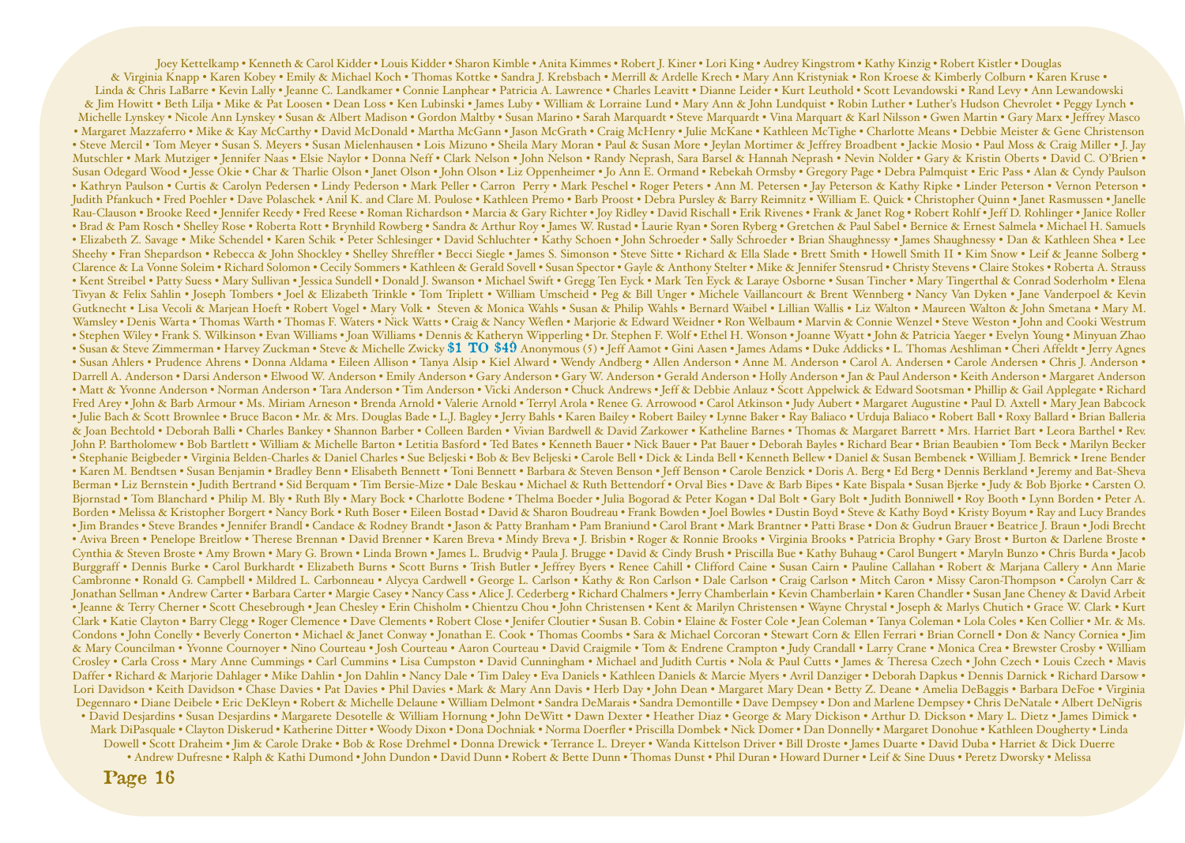Joey Kettelkamp • Kenneth & Carol Kidder • Louis Kidder • Sharon Kimble • Anita Kimmes • Robert J. Kiner • Lori King • Audrey Kingstrom • Kathy Kinzig • Robert Kistler • Douglas & Virginia Knapp • Karen Kobey • Emily & Michael Koch • Thomas Kottke • Sandra J. Krebsbach • Merrill & Ardelle Krech • Mary Ann Kristyniak • Ron Kroese & Kimberly Colburn • Karen Kruse • Linda & Chris LaBarre • Kevin Lally • Jeanne C. Landkamer • Connie Lanphear • Patricia A. Lawrence • Charles Leavitt • Dianne Leider • Kurt Leuthold • Scott Levandowski • Rand Levy • Ann Lewandowski & Jim Howitt • Beth Lilja • Mike & Pat Loosen • Dean Loss • Ken Lubinski • James Luby • William & Lorraine Lund • Mary Ann & John Lundquist • Robin Luther • Luther's Hudson Chevrolet • Peggy Lynch • Michelle Lynskey • Nicole Ann Lynskey • Susan & Albert Madison • Gordon Maltby • Susan Marino • Sarah Marquardt • Steve Marquardt • Vina Marquart & Karl Nilsson • Gwen Martin • Gary Marx • Jeffrey Masco • Margaret Mazzaferro • Mike & Kay McCarthy • David McDonald • Martha McGann • Jason McGrath • Craig McHenry • Julie McKane • Kathleen McTighe • Charlotte Means • Debbie Meister & Gene Christenson • Steve Mercil • Tom Meyer • Susan S. Meyers • Susan Mielenhausen • Lois Mizuno • Sheila Mary Moran • Paul & Susan More • Jeylan Mortimer & Jeffrey Broadbent • Jackie Mosio • Paul Moss & Craig Miller • J. Jay Mutschler • Mark Mutziger • Jennifer Naas • Elsie Naylor • Donna Neff • Clark Nelson • John Nelson • Randy Neprash, Sara Barsel & Hannah Neprash • Nevin Nolder • Gary & Kristin Oberts • David C. O'Brien • Susan Odegard Wood • Jesse Okie • Char & Tharlie Olson • Janet Olson • John Olson • Liz Oppenheimer • Jo Ann E. Ormand • Rebekah Ormsby • Gregory Page • Debra Palmquist • Eric Pass • Alan & Cyndy Paulson • Kathryn Paulson • Curtis & Carolyn Pedersen • Lindy Pederson • Mark Peller • Carron Perry • Mark Peschel • Roger Peters • Ann M. Petersen • Jay Peterson & Kathy Ripke • Linder Peterson • Vernon Peterson • Judith Pfankuch • Fred Poehler • Dave Polaschek • Anil K. and Clare M. Poulose • Kathleen Premo • Barb Proost • Debra Pursley & Barry Reimnitz • William E. Quick • Christopher Quinn • Janet Rasmussen • Janelle Rau-Clauson • Brooke Reed • Jennifer Reedy • Fred Reese • Roman Richardson • Marcia & Gary Richter • Joy Ridley • David Rischall • Erik Rivenes • Frank & Janet Rog • Robert Rohlf • Jeff D. Rohlinger • Janice Roller • Brad & Pam Rosch • Shelley Rose • Roberta Rott • Brynhild Rowberg • Sandra & Arthur Roy • James W. Rustad • Laurie Ryan • Soren Ryberg • Gretchen & Paul Sabel • Bernice & Ernest Salmela • Michael H. Samuels • Elizabeth Z. Savage • Mike Schendel • Karen Schik • Peter Schlesinger • David Schluchter • Kathy Schoen • John Schroeder • Sally Schroeder • Brian Shaughnessy • James Shaughnessy • Dan & Kathleen Shea • Lee Sheehy • Fran Shepardson • Rebecca & John Shockley • Shelley Shreffler • Becci Siegle • James S. Simonson • Steve Sitte • Richard & Ella Slade • Brett Smith • Howell Smith II • Kim Snow • Leif & Jeanne Solberg • Clarence & La Vonne Soleim • Richard Solomon • Cecily Sommers • Kathleen & Gerald Sovell • Susan Spector • Gayle & Anthony Stelter • Mike & Jennifer Stensrud • Christy Stevens • Claire Stokes • Roberta A. Strauss • Kent Streibel • Patty Suess • Mary Sullivan • Jessica Sundell • Donald J. Swanson • Michael Swift • Gregg Ten Eyck • Mark Ten Eyck & Laraye Osborne • Susan Tincher • Mary Tingerthal & Conrad Soderholm • Elena Tivyan & Felix Sahlin • Joseph Tombers • Joel & Elizabeth Trinkle • Tom Triplett • William Umscheid • Peg & Bill Unger • Michele Vaillancourt & Brent Wennberg • Nancy Van Dyken • Jane Vanderpoel & Kevin Gutknecht • Lisa Vecoli & Marjean Hoeft • Robert Vogel • Mary Volk • Steven & Monica Wahls • Susan & Philip Wahls • Bernard Waibel • Lillian Wallis • Liz Walton • Maureen Walton & John Smetana • Mary M. Wamsley • Denis Warta • Thomas Warth • Thomas F. Waters • Nick Watts • Craig & Nancy Weflen • Marjorie & Edward Weidner • Ron Welbaum • Marvin & Connie Wenzel • Steve Weston • John and Cooki Westrum • Stephen Wiley • Frank S. Wilkinson • Evan Williams • Joan Williams • Dennis & Katheryn Wipperling • Dr. Stephen F. Wolf • Ethel H. Wonson • Joanne Wyatt • John & Patricia Yaeger • Evelyn Young • Minyuan Zhao • Susan & Steve Zimmerman • Harvey Zuckman • Steve & Michelle Zwicky

## $1 TO $49

Anonymous (5) • Jeff Aamot • Gini Aasen • James Adams • Duke Addicks • L. Thomas Aeshliman • Cheri Affeldt • Jerry Agnes • Susan Ahlers • Prudence Ahrens • Donna Aldama • Eileen Allison • Tanya Alsip • Kiel Alward • Wendy Andberg • Allen Anderson • Anne M. Anderson • Carol A. Andersen • Carole Andersen • Chris J. Anderson • Darrell A. Anderson • Darsi Anderson • Elwood W. Anderson • Emily Anderson • Gary Anderson • Gary W. Anderson • Gerald Anderson • Holly Anderson • Jan & Paul Anderson • Keith Anderson • Margaret Anderson • Matt & Yvonne Anderson • Norman Anderson • Tara Anderson • Tim Anderson • Vicki Anderson • Chuck Andrews • Jeff & Debbie Anlauz • Scott Appelwick & Edward Sootsman • Phillip & Gail Applegate • Richard Fred Arey • John & Barb Armour • Ms. Miriam Arneson • Brenda Arnold • Valerie Arnold • Terryl Arola • Renee G. Arrowood • Carol Atkinson • Judy Aubert • Margaret Augustine • Paul D. Axtell • Mary Jean Babcock • Julie Bach & Scott Brownlee • Bruce Bacon • Mr. & Mrs. Douglas Bade • L.J. Bagley • Jerry Bahls • Karen Bailey • Robert Bailey • Lynne Baker • Ray Baliaco • Urduja Baliaco • Robert Ball • Roxy Ballard • Brian Balleria & Joan Bechtold • Deborah Balli • Charles Bankey • Shannon Barber • Colleen Barden • Vivian Bardwell & David Zarkower • Katheline Barnes • Thomas & Margaret Barrett • Mrs. Harriet Bart • Leora Barthel • Rev. John P. Bartholomew • Bob Bartlett • William & Michelle Barton • Letitia Basford • Ted Bates • Kenneth Bauer • Nick Bauer • Pat Bauer • Deborah Bayles • Richard Bear • Brian Beaubien • Tom Beck • Marilyn Becker • Stephanie Beigbeder • Virginia Belden-Charles & Daniel Charles • Sue Beljeski • Bob & Bev Beljeski • Carole Bell • Dick & Linda Bell • Kenneth Bellew • Daniel & Susan Bembenek • William J. Bemrick • Irene Bender • Karen M. Bendtsen • Susan Benjamin • Bradley Benn • Elisabeth Bennett • Toni Bennett • Barbara & Steven Benson • Jeff Benson • Carole Benzick • Doris A. Berg • Ed Berg • Dennis Berkland • Jeremy and Bat-Sheva Berman • Liz Bernstein • Judith Bertrand • Sid Berquam • Tim Bersie-Mize • Dale Beskau • Michael & Ruth Bettendorf • Orval Bies • Dave & Barb Bipes • Kate Bispala • Susan Bjerke • Judy & Bob Bjorke • Carsten O. Bjornstad • Tom Blanchard • Philip M. Bly • Ruth Bly • Mary Bock • Charlotte Bodene • Thelma Boeder • Julia Bogorad & Peter Kogan • Dal Bolt • Gary Bolt • Judith Bonniwell • Roy Booth • Lynn Borden • Peter A. Borden • Melissa & Kristopher Borgert • Nancy Bork • Ruth Boser • Eileen Bostad • David & Sharon Boudreau • Frank Bowden • Joel Bowles • Dustin Boyd • Steve & Kathy Boyd • Kristy Boyum • Ray and Lucy Brandes • Jim Brandes • Steve Brandes • Jennifer Brandl • Candace & Rodney Brandt • Jason & Patty Branham • Pam Braniund • Carol Brant • Mark Brantner • Patti Brase • Don & Gudrun Brauer • Beatrice J. Braun • Jodi Brecht • Aviva Breen • Penelope Breitlow • Therese Brennan • David Brenner • Karen Breva • Mindy Breva • J. Brisbin • Roger & Ronnie Brooks • Virginia Brooks • Patricia Brophy • Gary Brost • Burton & Darlene Broste • Cynthia & Steven Broste • Amy Brown • Mary G. Brown • Linda Brown • James L. Brudvig • Paula J. Brugge • David & Cindy Brush • Priscilla Bue • Kathy Buhaug • Carol Bungert • Maryln Bunzo • Chris Burda • Jacob Burggraff • Dennis Burke • Carol Burkhardt • Elizabeth Burns • Scott Burns • Trish Butler • Jeffrey Byers • Renee Cahill • Clifford Caine • Susan Cairn • Pauline Callahan • Robert & Marjana Callery • Ann Marie Cambronne • Ronald G. Campbell • Mildred L. Carbonneau • Alycya Cardwell • George L. Carlson • Kathy & Ron Carlson • Dale Carlson • Craig Carlson • Mitch Caron • Missy Caron-Thompson • Carolyn Carr & Jonathan Sellman • Andrew Carter • Barbara Carter • Margie Casey • Nancy Cass • Alice J. Cederberg • Richard Chalmers • Jerry Chamberlain • Kevin Chamberlain • Karen Chandler • Susan Jane Cheney & David Arbeit • Jeanne & Terry Cherner • Scott Chesebrough • Jean Chesley • Erin Chisholm • Chientzu Chou • John Christensen • Kent & Marilyn Christensen • Wayne Chrystal • Joseph & Marlys Chutich • Grace W. Clark • Kurt Clark • Katie Clayton • Barry Clegg • Roger Clemence • Dave Clements • Robert Close • Jenifer Cloutier • Susan B. Cobin • Elaine & Foster Cole • Jean Coleman • Tanya Coleman • Lola Coles • Ken Collier • Mr. & Ms. Condons • John Conelly • Beverly Conerton • Michael & Janet Conway • Jonathan E. Cook • Thomas Coombs • Sara & Michael Corcoran • Stewart Corn & Ellen Ferrari • Brian Cornell • Don & Nancy Corniea • Jim & Mary Councilman • Yvonne Cournoyer • Nino Courteau • Josh Courteau • Aaron Courteau • David Craigmile • Tom & Endrene Crampton • Judy Crandall • Larry Crane • Monica Crea • Brewster Crosby • William Crosley • Carla Cross • Mary Anne Cummings • Carl Cummins • Lisa Cumpston • David Cunningham • Michael and Judith Curtis • Nola & Paul Cutts • James & Theresa Czech • John Czech • Louis Czech • Mavis Daffer • Richard & Marjorie Dahlager • Mike Dahlin • Jon Dahlin • Nancy Dale • Tim Daley • Eva Daniels • Kathleen Daniels & Marcie Myers • Avril Danziger • Deborah Dapkus • Dennis Darnick • Richard Darsow • Lori Davidson • Keith Davidson • Chase Davies • Pat Davies • Phil Davies • Mark & Mary Ann Davis • Herb Day • John Dean • Margaret Mary Dean • Betty Z. Deane • Amelia DeBaggis • Barbara DeFoe • Virginia Degennaro • Diane Deibele • Eric DeKleyn • Robert & Michelle Delaune • William Delmont • Sandra DeMarais • Sandra Demontille • Dave Dempsey • Don and Marlene Dempsey • Chris DeNatale • Albert DeNigris • David Desjardins • Susan Desjardins • Margarete Desotelle & William Hornung • John DeWitt • Dawn Dexter • Heather Diaz • George & Mary Dickison • Arthur D. Dickson • Mary L. Dietz • James Dimick • Mark DiPasquale • Clayton Diskerud • Katherine Ditter • Woody Dixon • Dona Dochniak • Norma Doerfler • Priscilla Dombek • Nick Domer • Dan Donnelly • Margaret Donohue • Kathleen Dougherty • Linda Dowell • Scott Draheim • Jim & Carole Drake • Bob & Rose Drehmel • Donna Drewick • Terrance L. Dreyer • Wanda Kittelson Driver • Bill Droste • James Duarte • David Duba • Harriet & Dick Duerre • Andrew Dufresne • Ralph & Kathi Dumond • John Dundon • David Dunn • Robert & Bette Dunn • Thomas Dunst • Phil Duran • Howard Durner • Leif & Sine Duus • Peretz Dworsky • Melissa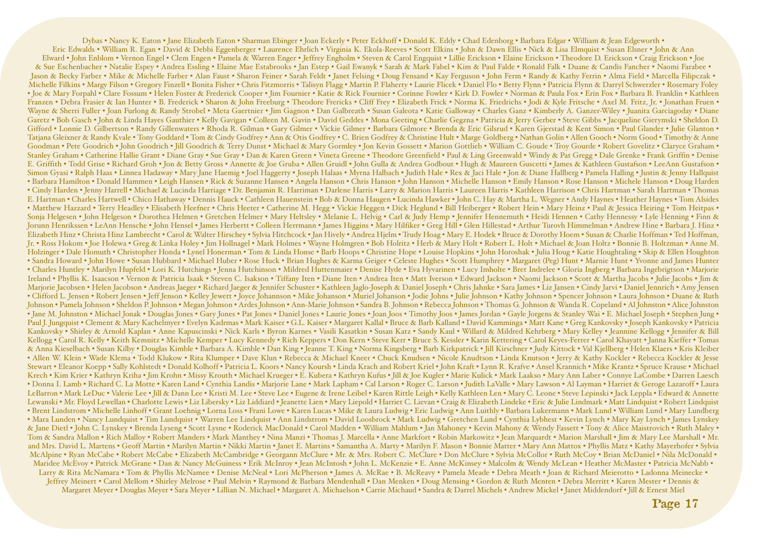Dybas • Nancy K. Eaton • Jane Elizabeth Eaton • Sharman Ebinger • Joan Eckerly • Peter Eckhoff • Donald K. Eddy • Chad Edenborg • Barbara Edgar • William & Jean Edgeworth • Eric Edwalds • William R. Egan • David & Debbi Eggenberger • Laurence Ehrlich • Virginia K. Ekola-Reeves • Scott Elkins • John & Dawn Ellis • Nick & Lisa Elmquist • Susan Elsner • John & Ann Elward • John Enblom • Vernon Engel • Clem Engen • Pamela & Warren Enger • Jeffrey Engholm • Steven & Carol Engquist • Lillie Erickson • Elaine Erickson • Theodore D. Erickson • Craig Erickson • Joe & Sue Eschenbacher • Natalie Espey • Andrea Essling • Elaine Mae Estabrooks • Jan Estep • Gail Ewanyk • Sarah & Mark Fabel • Kim & Paul Falde • Ronald Falk • Duane & Candis Fancher • Naomi Farabee • Jason & Becky Farber • Mike & Michelle Farber • Alan Faust • Sharon Feiner • Sarah Feldt • Janet Felsing • Doug Fensand • Kay Ferguson • John Ferm • Randy & Kathy Ferrin • Alma Field • Marcella Filipczak • Michelle Filkins • Margy Filson • Gregory Finzell • Bonita Fisher • Chris Fitzmorris • Talisyn Flagg • Martin P. Flaherty • Laurie Flicek • Daniel Flo • Betty Flynn • Patricia Flynn & Darryl Schwerzler • Rosemary Foley • Joe & Mary Forpahl • Clare Fossum • Helen Foster & Frederick Cooper • Jim Fournier • Katie & Rick Fournier • Corinne Fowler • Kirk D. Fowler • Norman & Paula Fox • Erin Fox • Barbara B. Franklin • Kathleen Franzen • Debra Frasier & Ian Hunter • B. Frederick • Sharon & John Freeburg • Theodore Frericks • Cliff Frey • Elizabeth Frick • Norma K. Friedrichs • Jodi & Kyle Fritsche • Axel M. Fritz, Jr. • Jonathan Fruen • Wayne & Sherri Fuller • Joan Furlong & Randy Strobel • Meta Gaertnier • Jim Gagnon • Dan Galbreath • Susan Galeota • Katie Galloway • Charles Ganz • Kimberly A. Ganzer-Wiley • Juanita Garciagoday • Diane Garetz • Bob Gasch • John & Linda Hayes Gauthier • Kelly Gavigan • Colleen M. Gavin • David Geddes • Mona Geeting • Charlie Gegzna • Patricia & Jerry Gerber • Steve Gibbs • Jacqueline Gierymski • Sheldon D. Gifford • Lonnie D. Gilbertson • Randy Gillenwaters • Rhoda R. Gilman • Gary Gilmer • Vickie Gilmer • Barbara Gilmore • Brenda & Eric Gilsrud • Karen Gjerstad & Kent Simon • Paul Glander • Julie Glanton • Tatjana Gleixner & Randy Kvale • Tony Goddard • Tom & Cindy Godfrey • Ann & Otis Godfrey • C. Brien Godfrey & Christine Hult • Marge Goldberg • Nathan Golin • Allen Gooch • Norm Good • Timothy & Anne Goodman • Pete Goodrich • John Goodrich • Jill Goodrich & Terry Dunst • Michael & Mary Gormley • Jon Kevin Gossett • Marion Gottlieb • William C. Goude • Troy Gourde • Robert Govelitz • Claryce Graham • Stanley Graham • Catherine Hallie Grant • Diane Gray • Sue Gray • Dan & Karen Green • Vineta Greene • Theodore Greenfield • Paul & Ling Greenwald • Windy & Pat Gregg • Dale Grenke • Frank Griffin • Denise E. Griffith • Todd Grise • Richard Groh • Jon & Betty Gross • Annette & Joe Gruba • Allen Gruidl • John Gulla & Andrea Godbout • Hugh & Maureen Guscetti • James & Kathleen Gustafson • LeeAnn Gustafson • Simon Gyasi • Ralph Haas • Linnea Hadaway • Mary Jane Haemig • Joel Haggerty • Joseph Halaas • Myrna Halbach • Judith Hale • Rex & Jaci Hale • Jon & Diane Hallberg • Pamela Halling • Justin & Jenny Hallquist • Barbara Hamilton • Donald Hammen • Leigh Hansen • Rick & Suzanne Hansen • Angela Hanson • Chris Hanson • John Hanson • Michelle Hanson • Emily Hanson • Rose Hanson • Michele Hanson • Doug Harden • Cindy Harden • Jenny Harrell • Michael & Lucinda Harriage • Dr. Benjamin R. Harriman • Darlene Harris • Larry & Marion Harris • Laureen Harris • Kathleen Harrison • Chris Hartman • Sarah Hartman • Thomas E. Hartman • Charles Hartwell • Chico Hathaway • Dennis Hauck • Cathleen Hauenstein • Bob & Donna Haugen • Lucinda Hawker • John C. Hay & Martha L. Wegner • Andy Haynes • Heather Haynes • Tom Alsides • Matthew Hazzard • Terry Headley • Elisabeth Heefner • Chris Heeter • Catherine M. Hegg • Vickie Heggen • Dick Heglund • Bill Heiberger • Robert Hein • Mary Heinz • Paul & Jessica Heiring • Tom Heitpas • Sonja Helgesen • John Helgeson • Dorothea Helmen • Gretchen Helmer • Mary Heltsley • Melanie L. Helvig • Carl & Judy Hemp • Jennifer Hennemuth • Heidi Hennen • Cathy Hennessy • Lyle Henning • Finn & Jorunn Henrikssen • LeAnn Hensche • John Hensel • James Herbertt • Colleen Herrmann • James Higgins • Mary Hilfiker • Greg Hill • Glen Hillestad • Arthur Turovh Himmelman • Andrew Hine • Barbara J. Hinz • Elizabeth Hinz • Christa Hinz Lambrecht • Carol & Walter Hirschey • Sylvia Hitchcock • Jan Hively • Andrea Hjelm • Trudy Hoag • Mary E. Hodek • Bruce & Dorothy Hoem • Susan & Charlie Hoffman • Ted Hoffman, Jr. • Ross Hokom • Joe Holewa • Greg & Linka Holey • Jim Hollnagel • Mark Holmes • Wayne Holmgren • Bob Holritz • Herb & Mary Holt • Robert L. Holt • Michael & Joan Holtz • Bonnie B. Holtzman • Anne M. Holzinger • Dale Homuth • Christopher Honda • Lynel Honerman • Tom & Linda Honse • Barb Hoops • Christine Hope • Louise Hopkins • John Horoshak • Julia Houg • Katie Houghtaling • Skip & Ellen Houghton • Sandra Howard • John Howe • Susan Hubbard • Michael Huber • Rose Huck • Brian Hughes & Karma Geiger • Celeste Hughes • Scott Humphrey • Margaret (Peg) Hunt • Marnie Hunt • Yvonne and James Hunter • Charles Huntley • Marilyn Hupfeld • Lori K. Hutchings • Jenna Hutchinson • Mildred Huttenmaier • Denise Hyde • Eva Hyvarinen • Lucy Imholte • Bret Indrelee • Gloria Ingberg • Barbara Ingebrigtson • Marjorie Ireland • Phyllis K. Isaacson • Vernon & Patricia Isaak • Steven C. Isakson • Tiffany Iten • Diane Iten • Andrea Iten • Matt Iverson • Edward Jackson • Naomi Jackson • Scott & Martha Jacobs • Julie Jacobs • Jim & Marjorie Jacobsen • Helen Jacobson • Andreas Jaeger • Richard Jaeger & Jennifer Schuster • Kathleen Jaglo-Joseph & Daniel Joseph • Chris Jahnke • Sara James • Liz Jansen • Cindy Jarvi • Daniel Jennrich • Amy Jensen • Clifford L. Jensen • Robert Jensen • Jeff Jenson • Kelley Jewett • Joyce Johannson • Mike Johanson • Muriel Johanson • Jodie Johns • Julie Johnson • Kathy Johnson • Spencer Johnson • Laura Johnson • Duane & Ruth Johnson • Pamela Johnson • Sheldon P. Johnson • Megan Johnson • Ardes Johnson • Ann-Marie Johnson • Sandra B. Johnson • Rebecca Johnson • Thomas G. Johnson & Wanda R. Copeland • Al Johnston • Alice Johnston • Jane M. Johnston • Michael Jonak • Douglas Jones • Gary Jones • Pat Jones • Daniel Jones • Laurie Jones • Joan Joos • Timothy Joos • James Jordan • Gayle Jorgens & Stanley Wai • E. Michael Joseph • Stephen Jung • Paul J. Jungquist • Clement & Mary Kachelmyer • Evelyn Kadrmas • Mark Kaiser • G.L. Kaiser • Margaret Kallal • Bruce & Barb Kalland • David Kamminga • Matt Kane • Greg Kankovsky • Joseph Kankovsky • Patricia Kankovsky • Shirley & Arnold Kaplan • Anne Kapuscinski • Nick Karls • Byron Karnes • Vasili Kasatkin • Susan Katz • Sandy Kaul • Willard & Mildred Kehrberg • Mary Kelley • Jeannine Kellogg • Jennifer & Bill Kellogg • Carol R. Kelly • Keith Kemnitz • Michelle Kemper • Lucy Kennedy • Rich Keppers • Don Kern • Steve Kerr • Bruce S. Kessler • Karin Kettering • Carol Keyes-Ferrer • Carol Khayatt • Janna Kieffer • Tomas & Anna Kieselbach • Susan Kilby • Douglas Kimble • Barbara A. Kimble • Dan King • Jeanne T. King • Norma Kingsberg • Barb Kirkpatrick • Jill Kirschner • Judy Kittock • Val Kjellberg • Helen Klaers • Kris Kleiber • Allen W. Klein • Wade Klema • Todd Klukow • Rita Klumper • Dave Klun • Rebecca & Michael Kneer • Chuck Knudsen • Nicole Knudtson • Linda Knutson • Jerry & Kathy Kockler • Rebecca Kockler & Jesse Stewart • Eleanor Koepp • Sally Kohlstedt • Donald Kolhoff • Patricia L. Koors • Nancy Koursh • Linda Krach and Robert Kriel • John Kraft • Lynn R. Krafve • Ansel Krannich • Mike Krantz • Spruce Krause • Michael Krech • Kim Krier • Kathryn Kriha • Jim Krohn • Missy Krouth • Michael Krueger • E. Kubera • Kathryn Kufus • Jill & Joe Kugler • Marie Kulick • Mark Laakso • Mary Ann Laber • Connye LaCombe • Darren Laesch • Donna I. Lamb • Richard C. La Motte • Karen Land • Cynthia Landis • Marjorie Lane • Mark Lapham • Cal Larson • Roger C. Larson • Judith LaValle • Mary Lawson • Al Layman • Harriet & Geroge Lazaroff • Laura LeBarron • Mark LeDuc • Valerie Lee • Jill & Dann Lee • Kristi M. Lee • Steve Lee • Eugene & Irene Leibel • Karen Rittle Leigh • Kelly Kathleen Len • Mary C. Leone • Steve Lepinski • Jack Leppla • Edward & Annette Lewanski • Mr. Floyd Lewellan • Charlotte Lewis • Liz Libersky • Liz Liddiard • Jeanette Lien • Mary Liepold • Harriet C. Lievan • Craig & Elizabeth Lindeke • Eric & Julie Lindmark • Matt Lindquist • Robert Lindquist • Brent Lindstrom • Michelle Linhoff • Grant Loehnig • Lorna Loss • Frani Lowe • Karen Lucas • Mike & Laura Ludwig • Eric Ludwig • Ann Luithly • Barbara Lukermann • Mark Lund • William Lund • Mary Lundberg • Mara Lunden • Nancy Lundquist • Tim Lundquist • Warren Lee Lindquist • Ann Lindstrom • David Loosbrock • Mark Ludwig • Gretchen Lund • Cynthia Lybhest • Kevin Lynch • Mary Kay Lynch • James Lynskey & Jane Dietl • John C. Lynskey • Brenda Lyseng • Scott Lysne • Roderick MacDonald • Carol Madden • William Mahlum • Jan Mahoney • Kevin Mahony & Wendy Fassett • Tony & Alice Maistrovich • Ruth Maley • Tom & Sandra Mallon • Rich Malloy • Robert Manders • Mark Manthey • Nina Manzi • Thomas J. Marcella • Anne Markfort • Robin Markowitz • Jean Marquardt • Marion Marshall • Jim & Mary Lee Marshall • Mr. and Mrs. David L. Martens • Geoff Martin • Marilyn Martin • Nikki Martin • Janet E. Martins • Samantha A. Marty • Marilyn F. Mason • Bonnie Matter • Mary Ann Mattox • Phyllis Matz • Kathy Mayerhofer • Sylvia McAlpine • Ryan McCabe • Robert McCabe • Elizabeth McCambridge • Georgann McClure • Mr. & Mrs. Robert C. McClure • Don McClure • Sylvia McCollor • Ruth McCoy • Brian McDaniel • Nila McDonald • Maridee McEvoy • Patrick McGrane • Dan & Nancy McGuiness • Erik McInroy • Jean McIntosh • John L. McKenzie • E. Anne McKinsey • Malcolm & Wendy McLean • Heather McMaster • Patricia McNabb • Larry & Rita McNamara • Tom & Phyllis McNamee • Denise McNeal • Lori McPherson • James A. McRae • B. McReavy • Pamela Meade • Debra Meath • Joan & Richard Meierotto • Ladonna Meinecke • Jeffrey Meinert • Carol Mellom • Shirley Melrose • Paul Melvin • Raymond & Barbara Mendenhall • Dan Menken • Doug Mensing • Gordon & Ruth Menten • Debra Merritt • Karen Mester • Dennis & Margaret Meyer • Douglas Meyer • Sara Meyer • Lillian N. Michael • Margaret A. Michaelson • Carrie Michaud • Sandra & Darrel Michels • Andrew Mickel • Janet Middendorf • Jill & Ernest Miel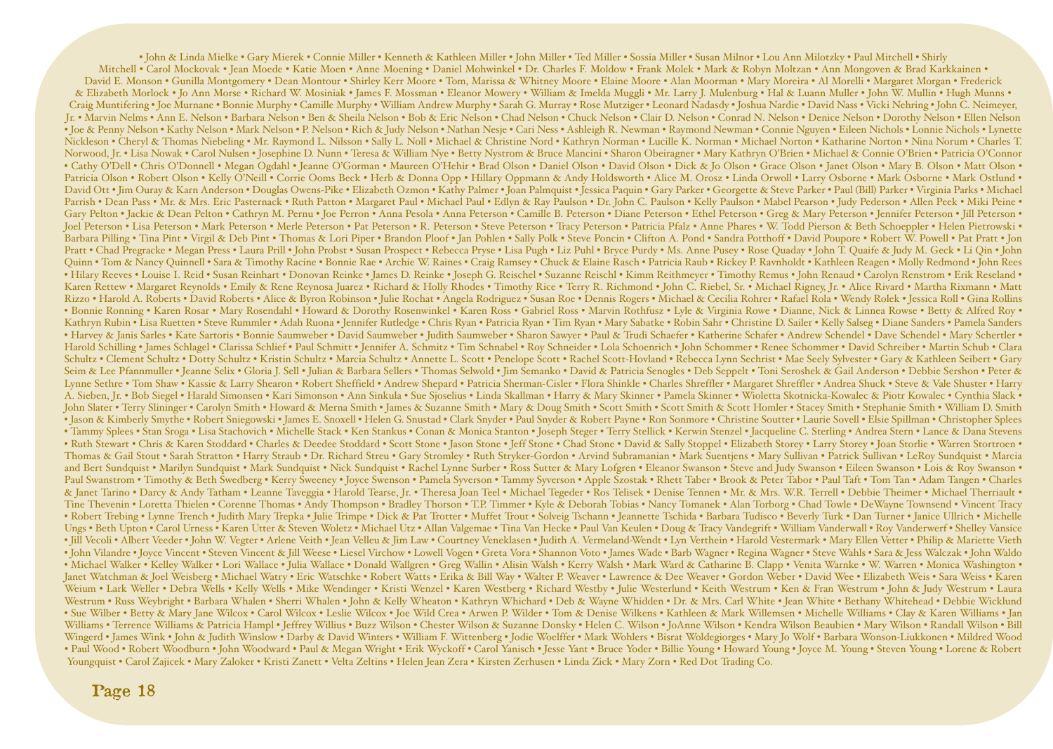• John & Linda Mielke • Gary Mierek • Connie Miller • Kenneth & Kathleen Miller • John Miller • Ted Miller • Sossia Miller • Susan Milnor • Lou Ann Milotzky • Paul Mitchell • Shirly Mitchell • Carol Mockovak • Jean Moede • Katie Moen • Anne Moening • Daniel Mohwinkel • Dr. Charles F. Moldow • Frank Molek • Mark & Robyn Moltzan • Ann Mongoven & Brad Karkkainen • David E. Monson • Gunilla Montgomery • Dean Montour • Shirley Kerr Moore • Tom, Marissa & Whitney Moore • Elaine Moore • Alan Moorman • Mary Moreira • Al Morelli • Margaret Morgan • Frederick & Elizabeth Morlock • Jo Ann Morse • Richard W. Mosiniak • James F. Mossman • Eleanor Mowery • William & Imelda Muggli • Mr. Larry J. Mulenburg • Hal & Luann Muller • John W. Mullin • Hugh Munns • Craig Muntifering • Joe Murnane • Bonnie Murphy • Camille Murphy • William Andrew Murphy • Sarah G. Murray • Rose Mutziger • Leonard Nadasdy • Joshua Nardie • David Nass • Vicki Nehring • John C. Neimeyer, Jr. • Marvin Nelms • Ann E. Nelson • Barbara Nelson • Ben & Sheila Nelson • Bob & Eric Nelson • Chad Nelson • Chuck Nelson • Clair D. Nelson • Conrad N. Nelson • Denice Nelson • Dorothy Nelson • Ellen Nelson • Joe & Penny Nelson • Kathy Nelson • Mark Nelson • P. Nelson • Rich & Judy Nelson • Nathan Nesje • Cari Ness • Ashleigh R. Newman • Raymond Newman • Connie Nguyen • Eileen Nichols • Lonnie Nichols • Lynette Nickleson • Cheryl & Thomas Niebeling • Mr. Raymond L. Nilsson • Sally L. Noll • Michael & Christine Nord • Kathryn Norman • Lucille K. Norman • Michael Norton • Katharine Norton • Nina Norum • Charles T. Norwood, Jr. • Lisa Nowak • Carol Nulsen • Josephine D. Nunn • Teresa & William Nye • Betty Nystrom & Bruce Mancini • Sharon Obeiragner • Mary Kathryn O'Brien • Michael & Connie O'Brien • Patricia O'Connor • Cathy O'Dell • Chris O'Donnell • Megan Ogdahl • Jeanne O'Gorman • Maureen O'Hehir • Brad Olson • Daniel Olson • David Olson • Dick & Jo Olson • Grace Olson • Janet Olson • Mary B. Olson • Matt Olson • Patricia Olson • Robert Olson • Kelly O'Neill • Corrie Ooms Beck • Herb & Donna Opp • Hillary Oppmann & Andy Holdsworth • Alice M. Orosz • Linda Orwoll • Larry Osborne • Mark Osborne • Mark Ostlund • David Ott • Jim Ouray & Karn Anderson • Douglas Owens-Pike • Elizabeth Ozmon • Kathy Palmer • Joan Palmquist • Jessica Paquin • Gary Parker • Georgette & Steve Parker • Paul (Bill) Parker • Virginia Parks • Michael Parrish • Dean Pass • Mr. & Mrs. Eric Pasternack • Ruth Patton • Margaret Paul • Michael Paul • Edlyn & Ray Paulson • Dr. John C. Paulson • Kelly Paulson • Mabel Pearson • Judy Pederson • Allen Peek • Miki Peine • Gary Pelton • Jackie & Dean Pelton • Cathryn M. Pernu • Joe Perron • Anna Pesola • Anna Peterson • Camille B. Peterson • Diane Peterson • Ethel Peterson • Greg & Mary Peterson • Jennifer Peterson • Jill Peterson • Joel Peterson • Lisa Peterson • Mark Peterson • Merle Peterson • Pat Peterson • R. Peterson • Steve Peterson • Tracy Peterson • Patricia Pfalz • Anne Phares • W. Todd Pierson & Beth Schoeppler • Helen Pietrowski • Barbara Pilling • Tina Pint • Virgil & Deb Pint • Thomas & Lori Piper • Brandon Ploof • Jan Pohlen • Sally Polk • Steve Poncin • Clifton A. Pond • Sandra Potthoff • David Poupore • Robert W. Powell • Pat Pratt • Jon Pratt • Chad Pregracke • Megan Press • Laura Prill • John Probst • Susan Prospect • Rebecca Pryse • Lisa Pugh • Liz Puhl • Bryce Purdy • Ms. Anne Pusey • Rose Quaday • John T. Quaife & Judy M. Geck • Li Qin • John Quinn • Tom & Nancy Quinnell • Sara & Timothy Racine • Bonnie Rae • Archie W. Raines • Craig Ramsey • Chuck & Elaine Rasch • Patricia Raub • Rickey P. Ravnholdt • Kathleen Reagen • Molly Redmond • John Rees • Hilary Reeves • Louise I. Reid • Susan Reinhart • Donovan Reinke • James D. Reinke • Joseph G. Reischel • Suzanne Reischl • Kimm Reithmeyer • Timothy Remus • John Renaud • Carolyn Renstrom • Erik Reseland • Karen Rettew • Margaret Reynolds • Emily & Rene Reynosa Juarez • Richard & Holly Rhodes • Timothy Rice • Terry R. Richmond • John C. Riebel, Sr. • Michael Rigney, Jr. • Alice Rivard • Martha Rixmann • Matt Rizzo • Harold A. Roberts • David Roberts • Alice & Byron Robinson • Julie Rochat • Angela Rodriguez • Susan Roe • Dennis Rogers • Michael & Cecilia Rohrer • Rafael Rola • Wendy Rolek • Jessica Roll • Gina Rollins • Bonnie Ronning • Karen Rosar • Mary Rosendahl • Howard & Dorothy Rosenwinkel • Karen Ross • Gabriel Ross • Marvin Rothfusz • Lyle & Virginia Rowe • Dianne, Nick & Linnea Rowse • Betty & Alfred Roy • Kathryn Rubin • Lisa Ruetten • Steve Rummler • Adah Ruona • Jennifer Rutledge • Chris Ryan • Patricia Ryan • Tim Ryan • Mary Sabatke • Robin Sahr • Christine D. Sailer • Kelly Salseg • Diane Sanders • Pamela Sanders • Harvey & Janis Sarles • Kate Sartoris • Bonnie Saumweber • David Saumweber • Judith Saumweber • Sharon Sawyer • Paul & Trudi Schaefer • Katherine Schafer • Andrew Schendel • Dave Schendel • Mary Schertler • Harold Schilling • James Schlagel • Clarissa Schlief • Paul Schmitt • Jennifer A. Schmitz • Tim Schnabel • Roy Schneider • Lola Schoenrich • John Schommer • Renee Schommer • David Schreiber • Martin Schub • Clara Schultz • Clement Schultz • Dotty Schultz • Kristin Schultz • Marcia Schultz • Annette L. Scott • Penelope Scott • Rachel Scott-Hovland • Rebecca Lynn Sechrist • Mae Seely Sylvester • Gary & Kathleen Seibert • Gary Seim & Lee Pfannmuller • Jeanne Selix • Gloria J. Sell • Julian & Barbara Sellers • Thomas Selwold • Jim Semanko • David & Patricia Senogles • Deb Seppelt • Toni Seroshek & Gail Anderson • Debbie Sershon • Peter & Lynne Sethre • Tom Shaw • Kassie & Larry Shearon • Robert Sheffield • Andrew Shepard • Patricia Sherman-Cisler • Flora Shinkle • Charles Shreffler • Margaret Shreffler • Andrea Shuck • Steve & Vale Shuster • Harry A. Sieben, Jr. • Bob Siegel • Harald Simonsen • Kari Simonson • Ann Sinkula • Sue Sjoselius • Linda Skallman • Harry & Mary Skinner • Pamela Skinner • Wioletta Skotnicka-Kowalec & Piotr Kowalec • Cynthia Slack • John Slater • Terry Slininger • Carolyn Smith • Howard & Merna Smith • James & Suzanne Smith • Mary & Doug Smith • Scott Smith • Scott Smith & Scott Homler • Stacey Smith • Stephanie Smith • William D. Smith • Jason & Kimberly Smythe • Robert Sniegowski • James E. Snoxell • Helen G. Snustad • Clark Snyder • Paul Snyder & Robert Payne • Ron Sonmore • Christine Soutter • Laurie Sovell • Elsie Spillman • Christopher Splees • Tammy Splees • Stan Sroga • Lisa Stachovich • Michelle Stack • Ken Stankus • Conan & Monica Stanton • Joseph Steger • Terry Stellick • Kerwin Stenzel • Jacqueline C. Sterling • Andrea Stern • Lance & Dana Stevens • Ruth Stewart • Chris & Karen Stoddard • Charles & Deedee Stoddard • Scott Stone • Jason Stone • Jeff Stone • Chad Stone • David & Sally Stoppel • Elizabeth Storey • Larry Storey • Joan Storlie • Warren Stortroen • Thomas & Gail Stout • Sarah Stratton • Harry Straub • Dr. Richard Streu • Gary Stromley • Ruth Stryker-Gordon • Arvind Subramanian • Mark Suentjens • Mary Sullivan • Patrick Sullivan • LeRoy Sundquist • Marcia and Bert Sundquist • Marilyn Sundquist • Mark Sundquist • Nick Sundquist • Rachel Lynne Surber • Ross Sutter & Mary Lofgren • Eleanor Swanson • Steve and Judy Swanson • Eileen Swanson • Lois & Roy Swanson • Paul Swanstrom • Timothy & Beth Swedberg • Kerry Sweeney • Joyce Swenson • Pamela Syverson • Tammy Syverson • Apple Szostak • Rhett Taber • Brook & Peter Tabor • Paul Taft • Tom Tan • Adam Tangen • Charles & Janet Tarino • Darcy & Andy Tatham • Leanne Taveggia • Harold Tearse, Jr. • Theresa Joan Teel • Michael Tegeder • Ros Telisek • Denise Tennen • Mr. & Mrs. W.R. Terrell • Debbie Theimer • Michael Therriault • Tine Thevenin • Loretta Thielen • Corenne Thomas • Andy Thompson • Bradley Thorson • T.P. Timmer • Kyle & Deborah Tobias • Nancy Tomanek • Alan Torborg • Chad Towle • DeWayne Townsend • Vincent Tracy • Robert Trebing • Lynne Trench • Judith Mary Trepka • Julie Trimpe • Dick & Pat Trotter • Muffet Trout • Solveig Tschann • Jeannette Tschida • Barbara Tudisco • Beverly Turk • Dan Turner • Janice Ullrich • Michelle Ungs • Beth Upton • Carol Urness • Karen Utter & Steven Woletz • Michael Utz • Allan Valgemae • Tina Van Hecke • Paul Van Keulen • Doug & Tracy Vandegrift • William Vanderwall • Roy Vanderwerf • Shelley Vansice • Jill Vecoli • Albert Veeder • John W. Vegter • Arlene Veith • Jean Velleu & Jim Law • Courtney Veneklasen • Judith A. Vermeland-Wendt • Lyn Verthein • Harold Vestermark • Mary Ellen Vetter • Philip & Mariette Vieth • John Vilandre • Joyce Vincent • Steven Vincent & Jill Weese • Liesel Virchow • Lowell Vogen • Greta Vora • Shannon Voto • James Wade • Barb Wagner • Regina Wagner • Steve Wahls • Sara & Jess Walczak • John Waldo • Michael Walker • Kelley Walker • Lori Wallace • Julia Wallace • Donald Wallgren • Greg Wallin • Alisin Walsh • Kerry Walsh • Mark Ward & Catharine B. Clapp • Venita Warnke • W. Warren • Monica Washington • Janet Watchman & Joel Weisberg • Michael Watry • Eric Watschke • Robert Watts • Erika & Bill Way • Walter P. Weaver • Lawrence & Dee Weaver • Gordon Weber • David Wee • Elizabeth Weis • Sara Weiss • Karen Weium • Lark Weller • Debra Wells • Kelly Wells • Mike Wendinger • Kristi Wenzel • Karen Westberg • Richard Westby • Julie Westerlund • Keith Westrum • Ken & Fran Westrum • John & Judy Westrum • Laura Westrum • Russ Weybright • Barbara Whalen • Sherri Whalen • John & Kelly Wheaton • Kathryn Whichard • Deb & Wayne Whidden • Dr. & Mrs. Carl White • Jean White • Bethany Whitehead • Debbie Wicklund • Sue Wilber • Betty & Mary Jane Wilcox • Carol Wilcox • Leslie Wilcox • Joe Wild Crea • Arwen P. Wilder • Tom & Denise Wilkens • Kathleen & Mark Willemsen • Michelle Williams • Clay & Karen Williams • Jan Williams • Terrence Williams & Patricia Hampl • Jeffrey Willius • Buzz Wilson • Chester Wilson & Suzanne Donsky • Helen C. Wilson • JoAnne Wilson • Kendra Wilson Beaubien • Mary Wilson • Randall Wilson • Bill Wingerd • James Wink • John & Judith Winslow • Darby & David Winters • William F. Wittenberg • Jodie Woelffer • Mark Wohlers • Bisrat Woldegiorges • Mary Jo Wolf • Barbara Wonson-Liukkonen • Mildred Wood • Paul Wood • Robert Woodburn • John Woodward • Paul & Megan Wright • Erik Wyckoff • Carol Yanisch • Jesse Yant • Bruce Yoder • Billie Young • Howard Young • Joyce M. Young • Steven Young • Lorene & Robert Youngquist • Carol Zajicek • Mary Zaloker • Kristi Zanett • Velta Zeltins • Helen Jean Zera • Kirsten Zerhusen • Linda Zick • Mary Zorn • Red Dot Trading Co.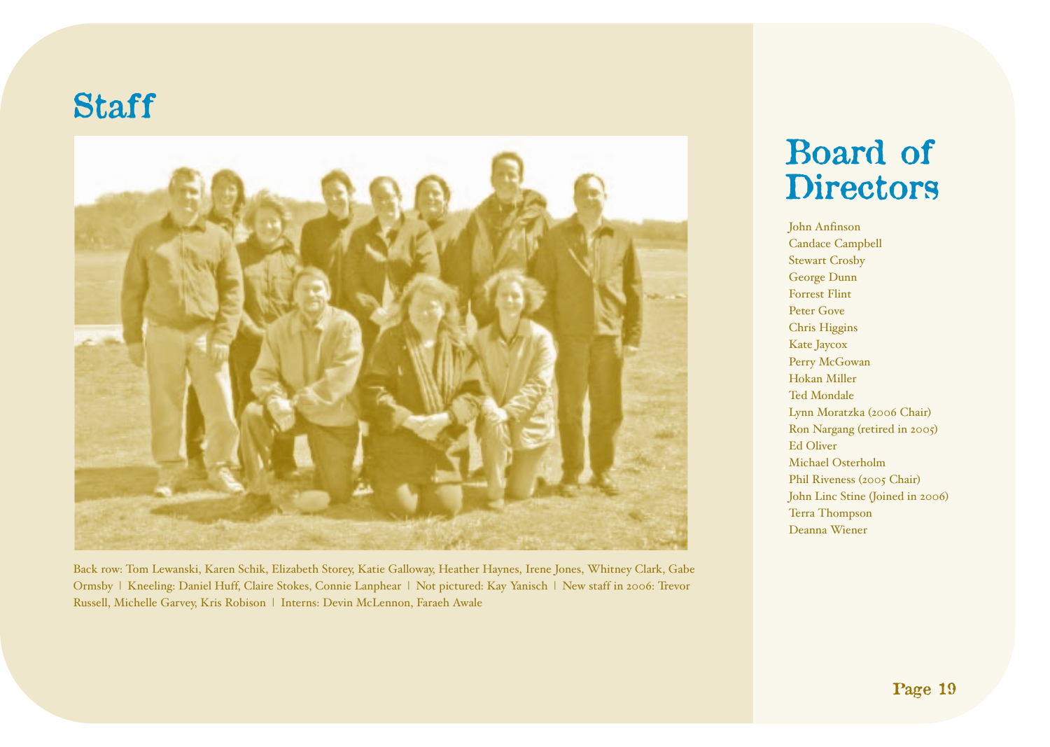## Staff

Back row: Tom Lewanski, Karen Schik, Elizabeth Storey, Katie Galloway, Heather Haynes, Irene Jones, Whitney Clark, Gabe Ormsby | Kneeling: Daniel Huff, Claire Stokes, Connie Lanphear | Not pictured: Kay Yanisch | New staff in 2006: Trevor Russell, Michelle Garvey, Kris Robison | Interns: Devin McLennon, Faraeh Awale

## Board of Directors

John Anfinson
Candace Campbell
Stewart Crosby
George Dunn
Forrest Flint
Peter Gove
Chris Higgins
Kate Jaycox
Perry McGowan
Hokan Miller
Ted Mondale
Lynn Moratzka (2006 Chair)
Ron Nargang (retired in 2005)
Ed Oliver
Michael Osterholm
Phil Riveness (2005 Chair)
John Linc Stine (Joined in 2006)
Terra Thompson
Deanna Wiener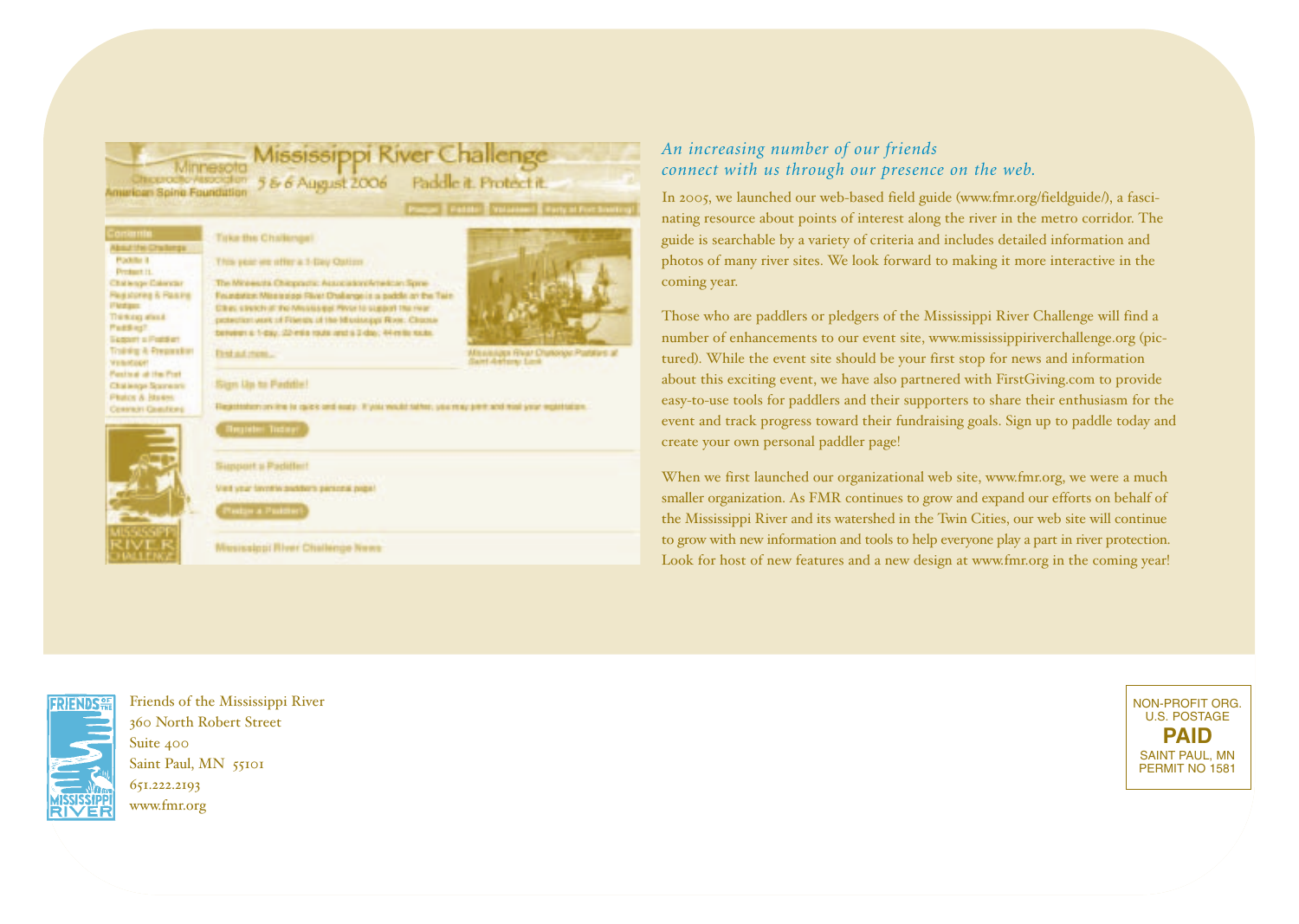*An increasing number of our friends connect with us through our presence on the web.*

In 2005, we launched our web-based field guide (www.fmr.org/fieldguide/), a fascinating resource about points of interest along the river in the metro corridor. The guide is searchable by a variety of criteria and includes detailed information and photos of many river sites. We look forward to making it more interactive in the coming year.

Those who are paddlers or pledgers of the Mississippi River Challenge will find a number of enhancements to our event site, www.mississippiriverchallenge.org (pictured). While the event site should be your first stop for news and information about this exciting event, we have also partnered with FirstGiving.com to provide easy-to-use tools for paddlers and their supporters to share their enthusiasm for the event and track progress toward their fundraising goals. Sign up to paddle today and create your own personal paddler page!

When we first launched our organizational web site, www.fmr.org, we were a much smaller organization. As FMR continues to grow and expand our efforts on behalf of the Mississippi River and its watershed in the Twin Cities, our web site will continue to grow with new information and tools to help everyone play a part in river protection. Look for host of new features and a new design at www.fmr.org in the coming year!

Friends of the Mississippi River
360 North Robert Street
Suite 400
Saint Paul, MN 55101
651.222.2193
www.fmr.org

NON-PROFIT ORG.
U.S. POSTAGE
**PAID**
SAINT PAUL, MN
PERMIT NO 1581